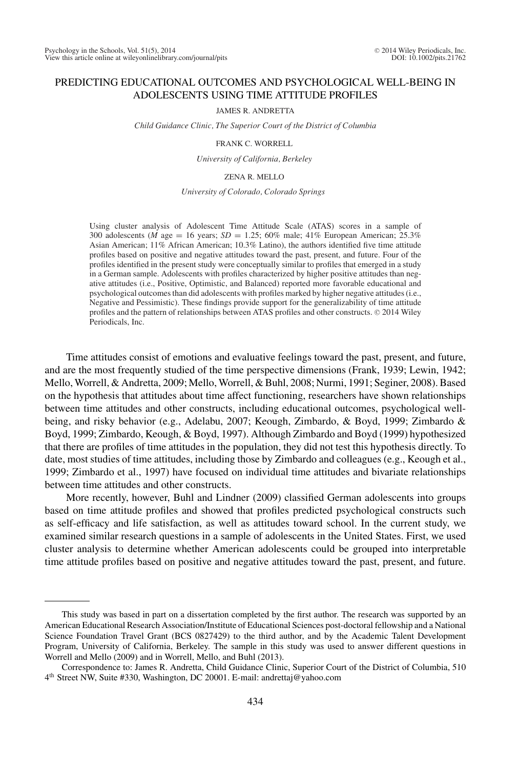# PREDICTING EDUCATIONAL OUTCOMES AND PSYCHOLOGICAL WELL-BEING IN ADOLESCENTS USING TIME ATTITUDE PROFILES

JAMES R. ANDRETTA

*Child Guidance Clinic, The Superior Court of the District of Columbia*

FRANK C. WORRELL

*University of California, Berkeley*

ZENA R. MELLO

*University of Colorado, Colorado Springs*

Using cluster analysis of Adolescent Time Attitude Scale (ATAS) scores in a sample of 300 adolescents ($M$ age = 16 years; $SD$ = 1.25; 60% male; 41% European American; 25.3% Asian American; 11% African American; 10.3% Latino), the authors identified five time attitude profiles based on positive and negative attitudes toward the past, present, and future. Four of the profiles identified in the present study were conceptually similar to profiles that emerged in a study in a German sample. Adolescents with profiles characterized by higher positive attitudes than negative attitudes (i.e., Positive, Optimistic, and Balanced) reported more favorable educational and psychological outcomes than did adolescents with profiles marked by higher negative attitudes (i.e., Negative and Pessimistic). These findings provide support for the generalizability of time attitude profiles and the pattern of relationships between ATAS profiles and other constructs. © 2014 Wiley Periodicals, Inc.

Time attitudes consist of emotions and evaluative feelings toward the past, present, and future, and are the most frequently studied of the time perspective dimensions (Frank, 1939; Lewin, 1942; Mello, Worrell, & Andretta, 2009; Mello, Worrell, & Buhl, 2008; Nurmi, 1991; Seginer, 2008). Based on the hypothesis that attitudes about time affect functioning, researchers have shown relationships between time attitudes and other constructs, including educational outcomes, psychological well-being, and risky behavior (e.g., Adelabu, 2007; Keough, Zimbardo, & Boyd, 1999; Zimbardo & Boyd, 1999; Zimbardo, Keough, & Boyd, 1997). Although Zimbardo and Boyd (1999) hypothesized that there are profiles of time attitudes in the population, they did not test this hypothesis directly. To date, most studies of time attitudes, including those by Zimbardo and colleagues (e.g., Keough et al., 1999; Zimbardo et al., 1997) have focused on individual time attitudes and bivariate relationships between time attitudes and other constructs.

More recently, however, Buhl and Lindner (2009) classified German adolescents into groups based on time attitude profiles and showed that profiles predicted psychological constructs such as self-efficacy and life satisfaction, as well as attitudes toward school. In the current study, we examined similar research questions in a sample of adolescents in the United States. First, we used cluster analysis to determine whether American adolescents could be grouped into interpretable time attitude profiles based on positive and negative attitudes toward the past, present, and future.

---

This study was based in part on a dissertation completed by the first author. The research was supported by an American Educational Research Association/Institute of Educational Sciences post-doctoral fellowship and a National Science Foundation Travel Grant (BCS 0827429) to the third author, and by the Academic Talent Development Program, University of California, Berkeley. The sample in this study was used to answer different questions in Worrell and Mello (2009) and in Worrell, Mello, and Buhl (2013).

Correspondence to: James R. Andretta, Child Guidance Clinic, Superior Court of the District of Columbia, 510 4th Street NW, Suite #330, Washington, DC 20001. E-mail: andrettaj@yahoo.com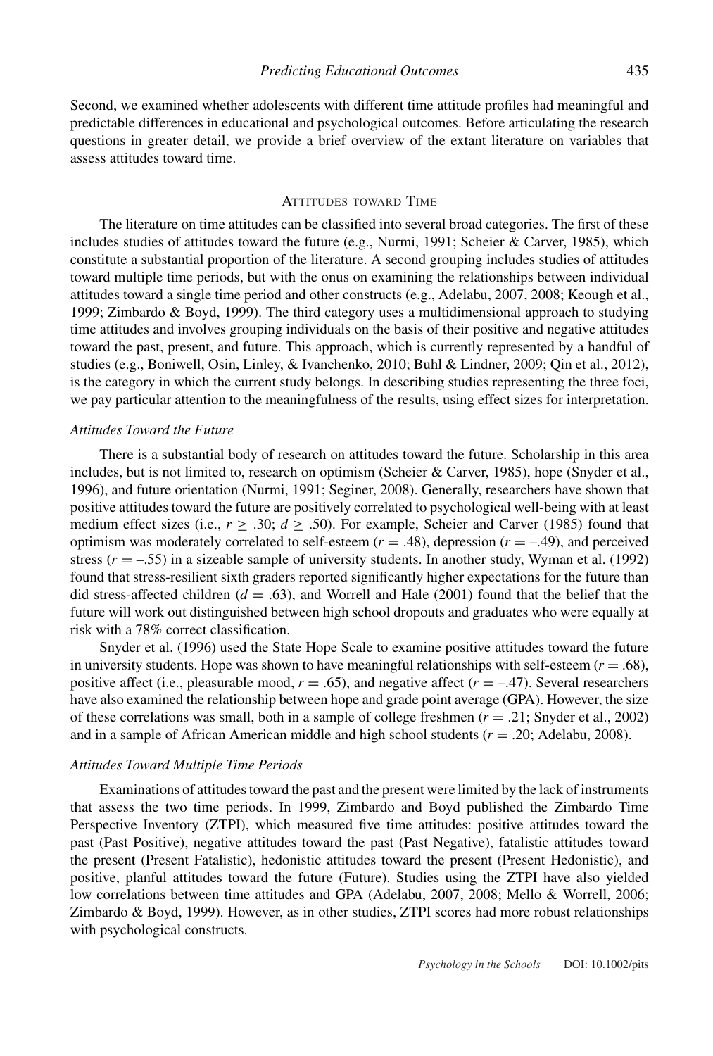Second, we examined whether adolescents with different time attitude profiles had meaningful and predictable differences in educational and psychological outcomes. Before articulating the research questions in greater detail, we provide a brief overview of the extant literature on variables that assess attitudes toward time.

## ATTITUDES TOWARD TIME

The literature on time attitudes can be classified into several broad categories. The first of these includes studies of attitudes toward the future (e.g., Nurmi, 1991; Scheier & Carver, 1985), which constitute a substantial proportion of the literature. A second grouping includes studies of attitudes toward multiple time periods, but with the onus on examining the relationships between individual attitudes toward a single time period and other constructs (e.g., Adelabu, 2007, 2008; Keough et al., 1999; Zimbardo & Boyd, 1999). The third category uses a multidimensional approach to studying time attitudes and involves grouping individuals on the basis of their positive and negative attitudes toward the past, present, and future. This approach, which is currently represented by a handful of studies (e.g., Boniwell, Osin, Linley, & Ivanchenko, 2010; Buhl & Lindner, 2009; Qin et al., 2012), is the category in which the current study belongs. In describing studies representing the three foci, we pay particular attention to the meaningfulness of the results, using effect sizes for interpretation.

### *Attitudes Toward the Future*

There is a substantial body of research on attitudes toward the future. Scholarship in this area includes, but is not limited to, research on optimism (Scheier & Carver, 1985), hope (Snyder et al., 1996), and future orientation (Nurmi, 1991; Seginer, 2008). Generally, researchers have shown that positive attitudes toward the future are positively correlated to psychological well-being with at least medium effect sizes (i.e., $r \geq .30$; $d \geq .50$). For example, Scheier and Carver (1985) found that optimism was moderately correlated to self-esteem ($r = .48$), depression ($r = -.49$), and perceived stress ($r = -.55$) in a sizeable sample of university students. In another study, Wyman et al. (1992) found that stress-resilient sixth graders reported significantly higher expectations for the future than did stress-affected children ($d = .63$), and Worrell and Hale (2001) found that the belief that the future will work out distinguished between high school dropouts and graduates who were equally at risk with a 78% correct classification.

Snyder et al. (1996) used the State Hope Scale to examine positive attitudes toward the future in university students. Hope was shown to have meaningful relationships with self-esteem ($r = .68$), positive affect (i.e., pleasurable mood, $r = .65$), and negative affect ($r = -.47$). Several researchers have also examined the relationship between hope and grade point average (GPA). However, the size of these correlations was small, both in a sample of college freshmen ($r = .21$; Snyder et al., 2002) and in a sample of African American middle and high school students ($r = .20$; Adelabu, 2008).

### *Attitudes Toward Multiple Time Periods*

Examinations of attitudes toward the past and the present were limited by the lack of instruments that assess the two time periods. In 1999, Zimbardo and Boyd published the Zimbardo Time Perspective Inventory (ZTPI), which measured five time attitudes: positive attitudes toward the past (Past Positive), negative attitudes toward the past (Past Negative), fatalistic attitudes toward the present (Present Fatalistic), hedonistic attitudes toward the present (Present Hedonistic), and positive, planful attitudes toward the future (Future). Studies using the ZTPI have also yielded low correlations between time attitudes and GPA (Adelabu, 2007, 2008; Mello & Worrell, 2006; Zimbardo & Boyd, 1999). However, as in other studies, ZTPI scores had more robust relationships with psychological constructs.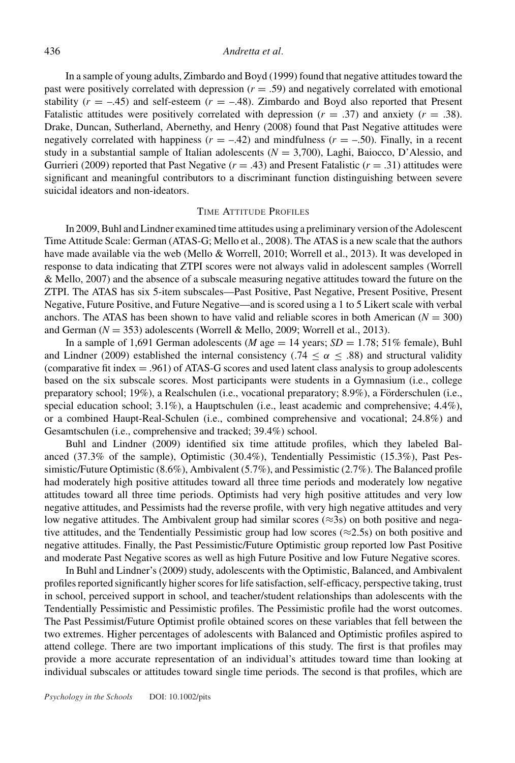In a sample of young adults, Zimbardo and Boyd (1999) found that negative attitudes toward the past were positively correlated with depression ($r = .59$) and negatively correlated with emotional stability ($r = -.45$) and self-esteem ($r = -.48$). Zimbardo and Boyd also reported that Present Fatalistic attitudes were positively correlated with depression ($r = .37$) and anxiety ($r = .38$). Drake, Duncan, Sutherland, Abernethy, and Henry (2008) found that Past Negative attitudes were negatively correlated with happiness ($r = -.42$) and mindfulness ($r = -.50$). Finally, in a recent study in a substantial sample of Italian adolescents ($N = 3{,}700$), Laghi, Baiocco, D'Alessio, and Gurrieri (2009) reported that Past Negative ($r = .43$) and Present Fatalistic ($r = .31$) attitudes were significant and meaningful contributors to a discriminant function distinguishing between severe suicidal ideators and non-ideators.

## Time Attitude Profiles

In 2009, Buhl and Lindner examined time attitudes using a preliminary version of the Adolescent Time Attitude Scale: German (ATAS-G; Mello et al., 2008). The ATAS is a new scale that the authors have made available via the web (Mello & Worrell, 2010; Worrell et al., 2013). It was developed in response to data indicating that ZTPI scores were not always valid in adolescent samples (Worrell & Mello, 2007) and the absence of a subscale measuring negative attitudes toward the future on the ZTPI. The ATAS has six 5-item subscales—Past Positive, Past Negative, Present Positive, Present Negative, Future Positive, and Future Negative—and is scored using a 1 to 5 Likert scale with verbal anchors. The ATAS has been shown to have valid and reliable scores in both American ($N = 300$) and German ($N = 353$) adolescents (Worrell & Mello, 2009; Worrell et al., 2013).

In a sample of 1,691 German adolescents (*M* age = 14 years; $SD = 1.78$; 51% female), Buhl and Lindner (2009) established the internal consistency ($.74 \leq \alpha \leq .88$) and structural validity (comparative fit index = .961) of ATAS-G scores and used latent class analysis to group adolescents based on the six subscale scores. Most participants were students in a Gymnasium (i.e., college preparatory school; 19%), a Realschulen (i.e., vocational preparatory; 8.9%), a Förderschulen (i.e., special education school; 3.1%), a Hauptschulen (i.e., least academic and comprehensive; 4.4%), or a combined Haupt-Real-Schulen (i.e., combined comprehensive and vocational; 24.8%) and Gesamtschulen (i.e., comprehensive and tracked; 39.4%) school.

Buhl and Lindner (2009) identified six time attitude profiles, which they labeled Balanced (37.3% of the sample), Optimistic (30.4%), Tendentially Pessimistic (15.3%), Past Pessimistic/Future Optimistic (8.6%), Ambivalent (5.7%), and Pessimistic (2.7%). The Balanced profile had moderately high positive attitudes toward all three time periods and moderately low negative attitudes toward all three time periods. Optimists had very high positive attitudes and very low negative attitudes, and Pessimists had the reverse profile, with very high negative attitudes and very low negative attitudes. The Ambivalent group had similar scores (≈3s) on both positive and negative attitudes, and the Tendentially Pessimistic group had low scores (≈2.5s) on both positive and negative attitudes. Finally, the Past Pessimistic/Future Optimistic group reported low Past Positive and moderate Past Negative scores as well as high Future Positive and low Future Negative scores.

In Buhl and Lindner's (2009) study, adolescents with the Optimistic, Balanced, and Ambivalent profiles reported significantly higher scores for life satisfaction, self-efficacy, perspective taking, trust in school, perceived support in school, and teacher/student relationships than adolescents with the Tendentially Pessimistic and Pessimistic profiles. The Pessimistic profile had the worst outcomes. The Past Pessimist/Future Optimist profile obtained scores on these variables that fell between the two extremes. Higher percentages of adolescents with Balanced and Optimistic profiles aspired to attend college. There are two important implications of this study. The first is that profiles may provide a more accurate representation of an individual's attitudes toward time than looking at individual subscales or attitudes toward single time periods. The second is that profiles, which are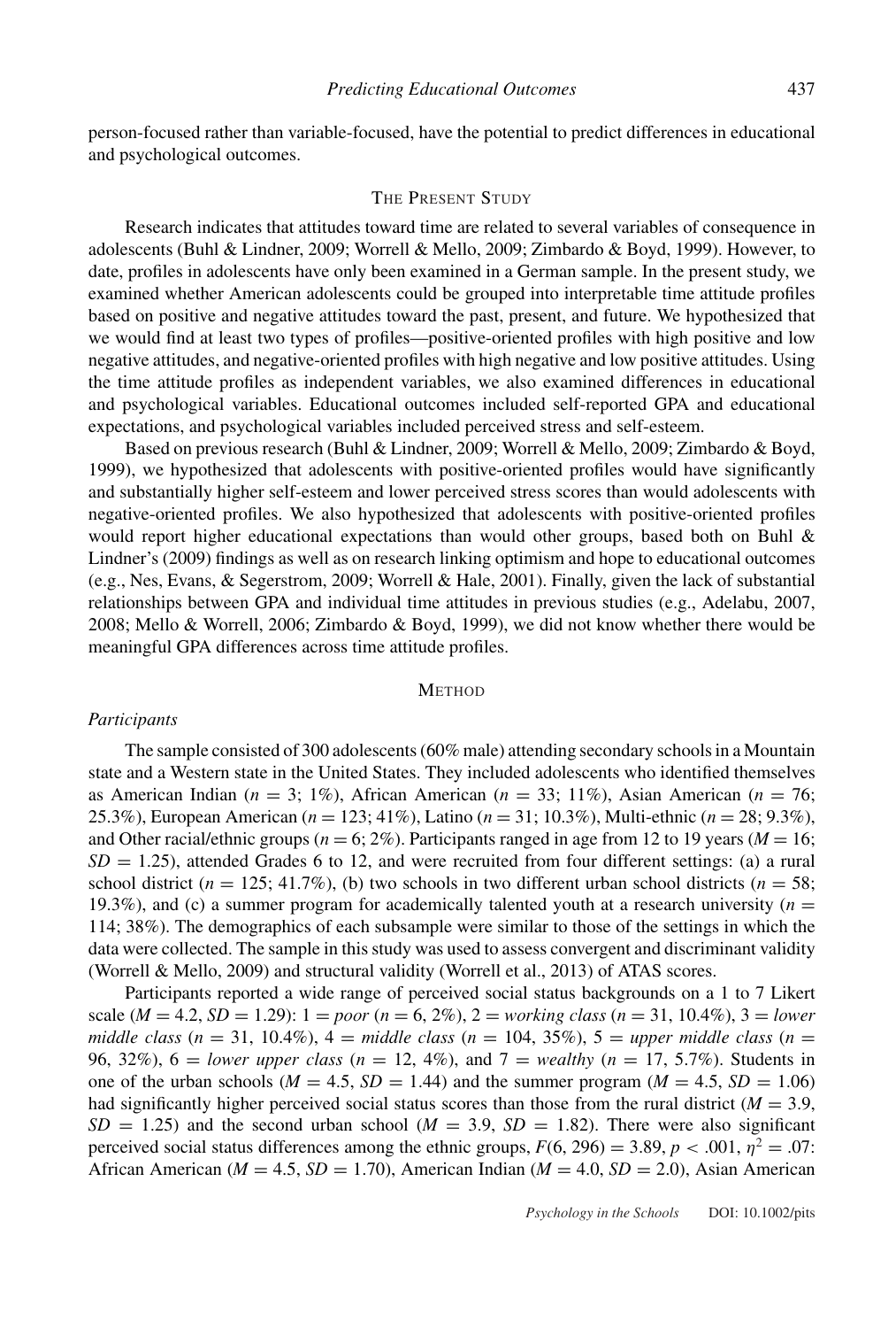person-focused rather than variable-focused, have the potential to predict differences in educational and psychological outcomes.

## The Present Study

Research indicates that attitudes toward time are related to several variables of consequence in adolescents (Buhl & Lindner, 2009; Worrell & Mello, 2009; Zimbardo & Boyd, 1999). However, to date, profiles in adolescents have only been examined in a German sample. In the present study, we examined whether American adolescents could be grouped into interpretable time attitude profiles based on positive and negative attitudes toward the past, present, and future. We hypothesized that we would find at least two types of profiles—positive-oriented profiles with high positive and low negative attitudes, and negative-oriented profiles with high negative and low positive attitudes. Using the time attitude profiles as independent variables, we also examined differences in educational and psychological variables. Educational outcomes included self-reported GPA and educational expectations, and psychological variables included perceived stress and self-esteem.

Based on previous research (Buhl & Lindner, 2009; Worrell & Mello, 2009; Zimbardo & Boyd, 1999), we hypothesized that adolescents with positive-oriented profiles would have significantly and substantially higher self-esteem and lower perceived stress scores than would adolescents with negative-oriented profiles. We also hypothesized that adolescents with positive-oriented profiles would report higher educational expectations than would other groups, based both on Buhl & Lindner's (2009) findings as well as on research linking optimism and hope to educational outcomes (e.g., Nes, Evans, & Segerstrom, 2009; Worrell & Hale, 2001). Finally, given the lack of substantial relationships between GPA and individual time attitudes in previous studies (e.g., Adelabu, 2007, 2008; Mello & Worrell, 2006; Zimbardo & Boyd, 1999), we did not know whether there would be meaningful GPA differences across time attitude profiles.

## Method

### *Participants*

The sample consisted of 300 adolescents (60% male) attending secondary schools in a Mountain state and a Western state in the United States. They included adolescents who identified themselves as American Indian ($n = 3$; 1%), African American ($n = 33$; 11%), Asian American ($n = 76$; 25.3%), European American ($n = 123$; 41%), Latino ($n = 31$; 10.3%), Multi-ethnic ($n = 28$; 9.3%), and Other racial/ethnic groups ($n = 6$; 2%). Participants ranged in age from 12 to 19 years ($M = 16$; $SD = 1.25$), attended Grades 6 to 12, and were recruited from four different settings: (a) a rural school district ($n = 125$; 41.7%), (b) two schools in two different urban school districts ($n = 58$; 19.3%), and (c) a summer program for academically talented youth at a research university ($n = 114$; 38%). The demographics of each subsample were similar to those of the settings in which the data were collected. The sample in this study was used to assess convergent and discriminant validity (Worrell & Mello, 2009) and structural validity (Worrell et al., 2013) of ATAS scores.

Participants reported a wide range of perceived social status backgrounds on a 1 to 7 Likert scale ($M = 4.2$, $SD = 1.29$): 1 = *poor* ($n = 6$, 2%), 2 = *working class* ($n = 31$, 10.4%), 3 = *lower middle class* ($n = 31$, 10.4%), 4 = *middle class* ($n = 104$, 35%), 5 = *upper middle class* ($n = 96$, 32%), 6 = *lower upper class* ($n = 12$, 4%), and 7 = *wealthy* ($n = 17$, 5.7%). Students in one of the urban schools ($M = 4.5$, $SD = 1.44$) and the summer program ($M = 4.5$, $SD = 1.06$) had significantly higher perceived social status scores than those from the rural district ($M = 3.9$, $SD = 1.25$) and the second urban school ($M = 3.9$, $SD = 1.82$). There were also significant perceived social status differences among the ethnic groups, $F(6, 296) = 3.89$, $p < .001$, $\eta^2 = .07$: African American ($M = 4.5$, $SD = 1.70$), American Indian ($M = 4.0$, $SD = 2.0$), Asian American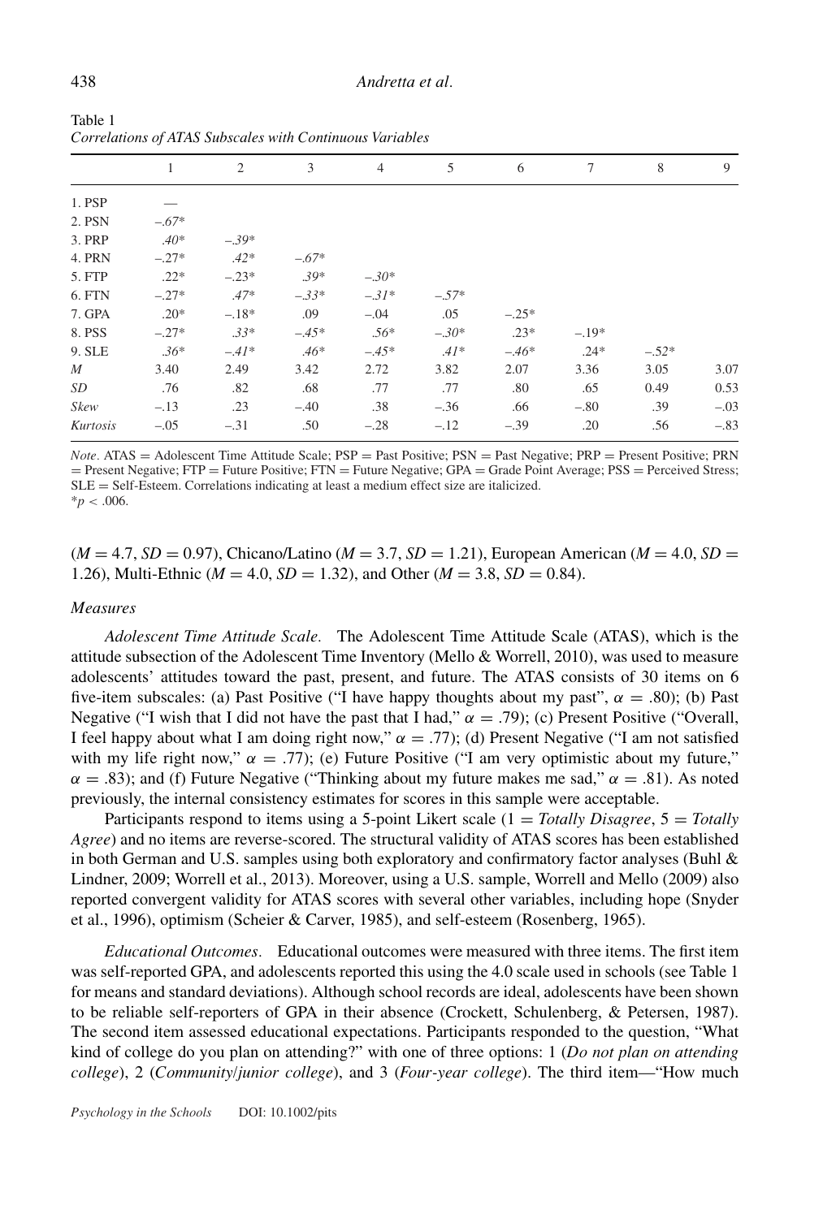Table 1
*Correlations of ATAS Subscales with Continuous Variables*

| | 1 | 2 | 3 | 4 | 5 | 6 | 7 | 8 | 9 |
|---|---|---|---|---|---|---|---|---|---|
| 1. PSP | — | | | | | | | | |
| 2. PSN | *–.67** | | | | | | | | |
| 3. PRP | *.40** | *–.39** | | | | | | | |
| 4. PRN | –.27* | *.42** | *–.67** | | | | | | |
| 5. FTP | .22* | –.23* | *.39** | *–.30** | | | | | |
| 6. FTN | –.27* | *.47** | *–.33** | *–.31** | *–.57** | | | | |
| 7. GPA | .20* | –.18* | .09 | –.04 | .05 | –.25* | | | |
| 8. PSS | –.27* | *.33** | *–.45** | *.56** | *–.30** | .23* | –.19* | | |
| 9. SLE | *.36** | *–.41** | *.46** | *–.45** | *.41** | *–.46** | .24* | *–.52** | |
| *M* | 3.40 | 2.49 | 3.42 | 2.72 | 3.82 | 2.07 | 3.36 | 3.05 | 3.07 |
| *SD* | .76 | .82 | .68 | .77 | .77 | .80 | .65 | 0.49 | 0.53 |
| *Skew* | –.13 | .23 | –.40 | .38 | –.36 | .66 | –.80 | .39 | –.03 |
| *Kurtosis* | –.05 | –.31 | .50 | –.28 | –.12 | –.39 | .20 | .56 | –.83 |

*Note*. ATAS = Adolescent Time Attitude Scale; PSP = Past Positive; PSN = Past Negative; PRP = Present Positive; PRN = Present Negative; FTP = Future Positive; FTN = Future Negative; GPA = Grade Point Average; PSS = Perceived Stress; SLE = Self-Esteem. Correlations indicating at least a medium effect size are italicized.
$*p < .006$.

($M = 4.7$, $SD = 0.97$), Chicano/Latino ($M = 3.7$, $SD = 1.21$), European American ($M = 4.0$, $SD = 1.26$), Multi-Ethnic ($M = 4.0$, $SD = 1.32$), and Other ($M = 3.8$, $SD = 0.84$).

### *Measures*

*Adolescent Time Attitude Scale.* The Adolescent Time Attitude Scale (ATAS), which is the attitude subsection of the Adolescent Time Inventory (Mello & Worrell, 2010), was used to measure adolescents' attitudes toward the past, present, and future. The ATAS consists of 30 items on 6 five-item subscales: (a) Past Positive ("I have happy thoughts about my past", $\alpha = .80$); (b) Past Negative ("I wish that I did not have the past that I had," $\alpha = .79$); (c) Present Positive ("Overall, I feel happy about what I am doing right now," $\alpha = .77$); (d) Present Negative ("I am not satisfied with my life right now," $\alpha = .77$); (e) Future Positive ("I am very optimistic about my future," $\alpha = .83$); and (f) Future Negative ("Thinking about my future makes me sad," $\alpha = .81$). As noted previously, the internal consistency estimates for scores in this sample were acceptable.

Participants respond to items using a 5-point Likert scale (1 = *Totally Disagree*, 5 = *Totally Agree*) and no items are reverse-scored. The structural validity of ATAS scores has been established in both German and U.S. samples using both exploratory and confirmatory factor analyses (Buhl & Lindner, 2009; Worrell et al., 2013). Moreover, using a U.S. sample, Worrell and Mello (2009) also reported convergent validity for ATAS scores with several other variables, including hope (Snyder et al., 1996), optimism (Scheier & Carver, 1985), and self-esteem (Rosenberg, 1965).

*Educational Outcomes*. Educational outcomes were measured with three items. The first item was self-reported GPA, and adolescents reported this using the 4.0 scale used in schools (see Table 1 for means and standard deviations). Although school records are ideal, adolescents have been shown to be reliable self-reporters of GPA in their absence (Crockett, Schulenberg, & Petersen, 1987). The second item assessed educational expectations. Participants responded to the question, "What kind of college do you plan on attending?" with one of three options: 1 (*Do not plan on attending college*), 2 (*Community/junior college*), and 3 (*Four-year college*). The third item—"How much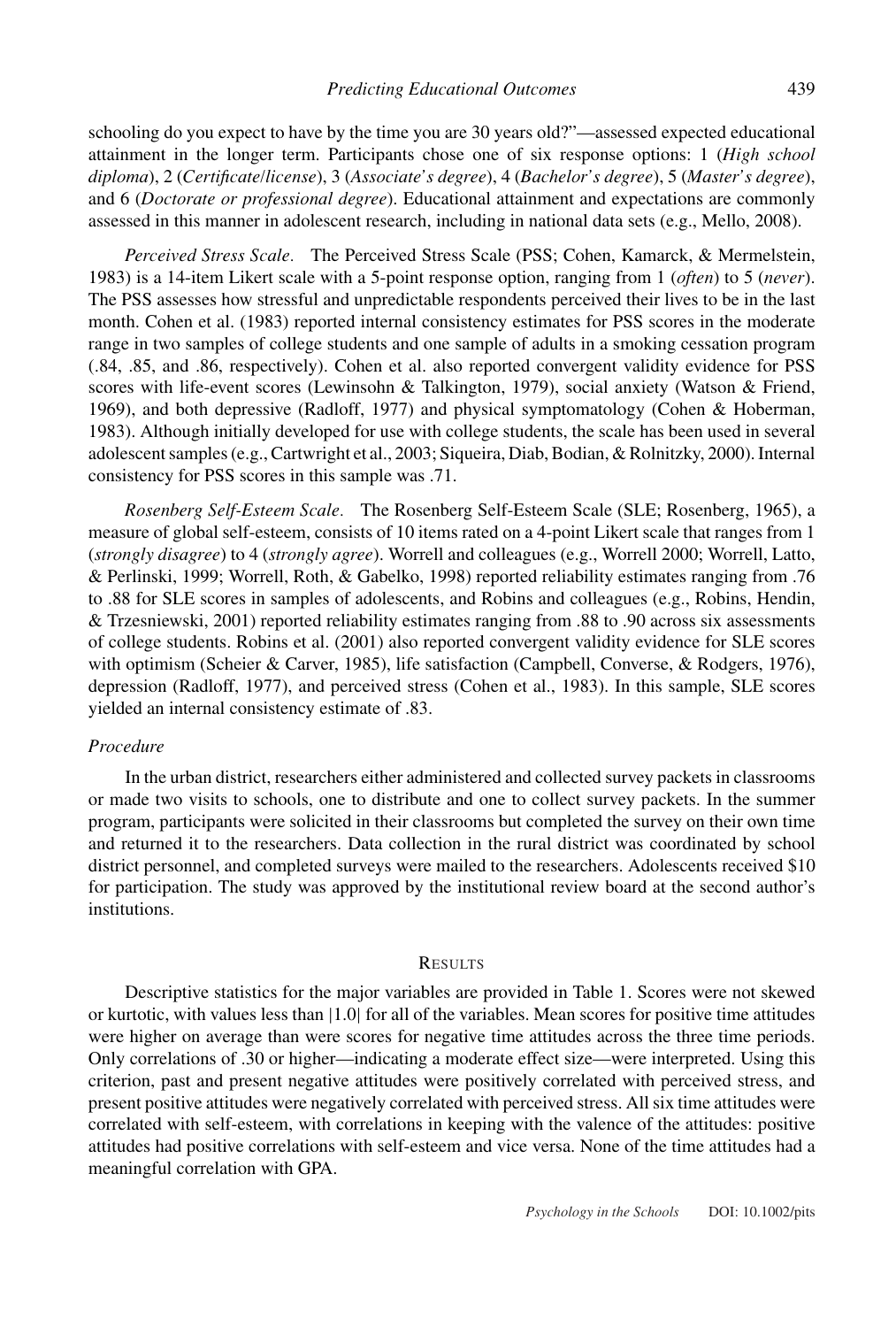schooling do you expect to have by the time you are 30 years old?"—assessed expected educational attainment in the longer term. Participants chose one of six response options: 1 (*High school diploma*), 2 (*Certificate/license*), 3 (*Associate's degree*), 4 (*Bachelor's degree*), 5 (*Master's degree*), and 6 (*Doctorate or professional degree*). Educational attainment and expectations are commonly assessed in this manner in adolescent research, including in national data sets (e.g., Mello, 2008).

*Perceived Stress Scale.* The Perceived Stress Scale (PSS; Cohen, Kamarck, & Mermelstein, 1983) is a 14-item Likert scale with a 5-point response option, ranging from 1 (*often*) to 5 (*never*). The PSS assesses how stressful and unpredictable respondents perceived their lives to be in the last month. Cohen et al. (1983) reported internal consistency estimates for PSS scores in the moderate range in two samples of college students and one sample of adults in a smoking cessation program (.84, .85, and .86, respectively). Cohen et al. also reported convergent validity evidence for PSS scores with life-event scores (Lewinsohn & Talkington, 1979), social anxiety (Watson & Friend, 1969), and both depressive (Radloff, 1977) and physical symptomatology (Cohen & Hoberman, 1983). Although initially developed for use with college students, the scale has been used in several adolescent samples (e.g., Cartwright et al., 2003; Siqueira, Diab, Bodian, & Rolnitzky, 2000). Internal consistency for PSS scores in this sample was .71.

*Rosenberg Self-Esteem Scale.* The Rosenberg Self-Esteem Scale (SLE; Rosenberg, 1965), a measure of global self-esteem, consists of 10 items rated on a 4-point Likert scale that ranges from 1 (*strongly disagree*) to 4 (*strongly agree*). Worrell and colleagues (e.g., Worrell 2000; Worrell, Latto, & Perlinski, 1999; Worrell, Roth, & Gabelko, 1998) reported reliability estimates ranging from .76 to .88 for SLE scores in samples of adolescents, and Robins and colleagues (e.g., Robins, Hendin, & Trzesniewski, 2001) reported reliability estimates ranging from .88 to .90 across six assessments of college students. Robins et al. (2001) also reported convergent validity evidence for SLE scores with optimism (Scheier & Carver, 1985), life satisfaction (Campbell, Converse, & Rodgers, 1976), depression (Radloff, 1977), and perceived stress (Cohen et al., 1983). In this sample, SLE scores yielded an internal consistency estimate of .83.

### Procedure

In the urban district, researchers either administered and collected survey packets in classrooms or made two visits to schools, one to distribute and one to collect survey packets. In the summer program, participants were solicited in their classrooms but completed the survey on their own time and returned it to the researchers. Data collection in the rural district was coordinated by school district personnel, and completed surveys were mailed to the researchers. Adolescents received $10 for participation. The study was approved by the institutional review board at the second author's institutions.

## Results

Descriptive statistics for the major variables are provided in Table 1. Scores were not skewed or kurtotic, with values less than $|1.0|$ for all of the variables. Mean scores for positive time attitudes were higher on average than were scores for negative time attitudes across the three time periods. Only correlations of .30 or higher—indicating a moderate effect size—were interpreted. Using this criterion, past and present negative attitudes were positively correlated with perceived stress, and present positive attitudes were negatively correlated with perceived stress. All six time attitudes were correlated with self-esteem, with correlations in keeping with the valence of the attitudes: positive attitudes had positive correlations with self-esteem and vice versa. None of the time attitudes had a meaningful correlation with GPA.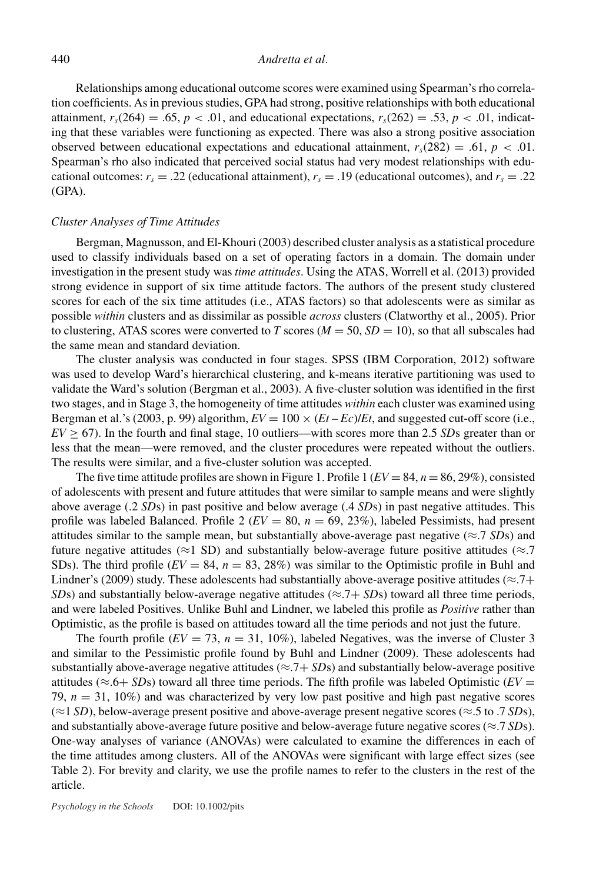Relationships among educational outcome scores were examined using Spearman's rho correlation coefficients. As in previous studies, GPA had strong, positive relationships with both educational attainment, $r_s(264) = .65$, $p < .01$, and educational expectations, $r_s(262) = .53$, $p < .01$, indicating that these variables were functioning as expected. There was also a strong positive association observed between educational expectations and educational attainment, $r_s(282) = .61$, $p < .01$. Spearman's rho also indicated that perceived social status had very modest relationships with educational outcomes: $r_s = .22$ (educational attainment), $r_s = .19$ (educational outcomes), and $r_s = .22$ (GPA).

### *Cluster Analyses of Time Attitudes*

Bergman, Magnusson, and El-Khouri (2003) described cluster analysis as a statistical procedure used to classify individuals based on a set of operating factors in a domain. The domain under investigation in the present study was *time attitudes*. Using the ATAS, Worrell et al. (2013) provided strong evidence in support of six time attitude factors. The authors of the present study clustered scores for each of the six time attitudes (i.e., ATAS factors) so that adolescents were as similar as possible *within* clusters and as dissimilar as possible *across* clusters (Clatworthy et al., 2005). Prior to clustering, ATAS scores were converted to *T* scores ($M = 50$, $SD = 10$), so that all subscales had the same mean and standard deviation.

The cluster analysis was conducted in four stages. SPSS (IBM Corporation, 2012) software was used to develop Ward's hierarchical clustering, and k-means iterative partitioning was used to validate the Ward's solution (Bergman et al., 2003). A five-cluster solution was identified in the first two stages, and in Stage 3, the homogeneity of time attitudes *within* each cluster was examined using Bergman et al.'s (2003, p. 99) algorithm, $EV = 100 \times (Et - Ec)/Et$, and suggested cut-off score (i.e., $EV \geq 67$). In the fourth and final stage, 10 outliers—with scores more than 2.5 *SD*s greater than or less that the mean—were removed, and the cluster procedures were repeated without the outliers. The results were similar, and a five-cluster solution was accepted.

The five time attitude profiles are shown in Figure 1. Profile 1 ($EV = 84$, $n = 86$, 29%), consisted of adolescents with present and future attitudes that were similar to sample means and were slightly above average (.2 *SD*s) in past positive and below average (.4 *SD*s) in past negative attitudes. This profile was labeled Balanced. Profile 2 ($EV = 80$, $n = 69$, 23%), labeled Pessimists, had present attitudes similar to the sample mean, but substantially above-average past negative ($\approx$.7 *SD*s) and future negative attitudes ($\approx$1 SD) and substantially below-average future positive attitudes ($\approx$.7 SDs). The third profile ($EV = 84$, $n = 83$, 28%) was similar to the Optimistic profile in Buhl and Lindner's (2009) study. These adolescents had substantially above-average positive attitudes ($\approx$.7+ *SD*s) and substantially below-average negative attitudes ($\approx$.7+ *SD*s) toward all three time periods, and were labeled Positives. Unlike Buhl and Lindner, we labeled this profile as *Positive* rather than Optimistic, as the profile is based on attitudes toward all the time periods and not just the future.

The fourth profile ($EV = 73$, $n = 31$, 10%), labeled Negatives, was the inverse of Cluster 3 and similar to the Pessimistic profile found by Buhl and Lindner (2009). These adolescents had substantially above-average negative attitudes ($\approx$.7+ *SD*s) and substantially below-average positive attitudes ($\approx$.6+ *SD*s) toward all three time periods. The fifth profile was labeled Optimistic ($EV = 79$, $n = 31$, 10%) and was characterized by very low past positive and high past negative scores ($\approx$1 *SD*), below-average present positive and above-average present negative scores ($\approx$.5 to .7 *SD*s), and substantially above-average future positive and below-average future negative scores ($\approx$.7 *SD*s). One-way analyses of variance (ANOVAs) were calculated to examine the differences in each of the time attitudes among clusters. All of the ANOVAs were significant with large effect sizes (see Table 2). For brevity and clarity, we use the profile names to refer to the clusters in the rest of the article.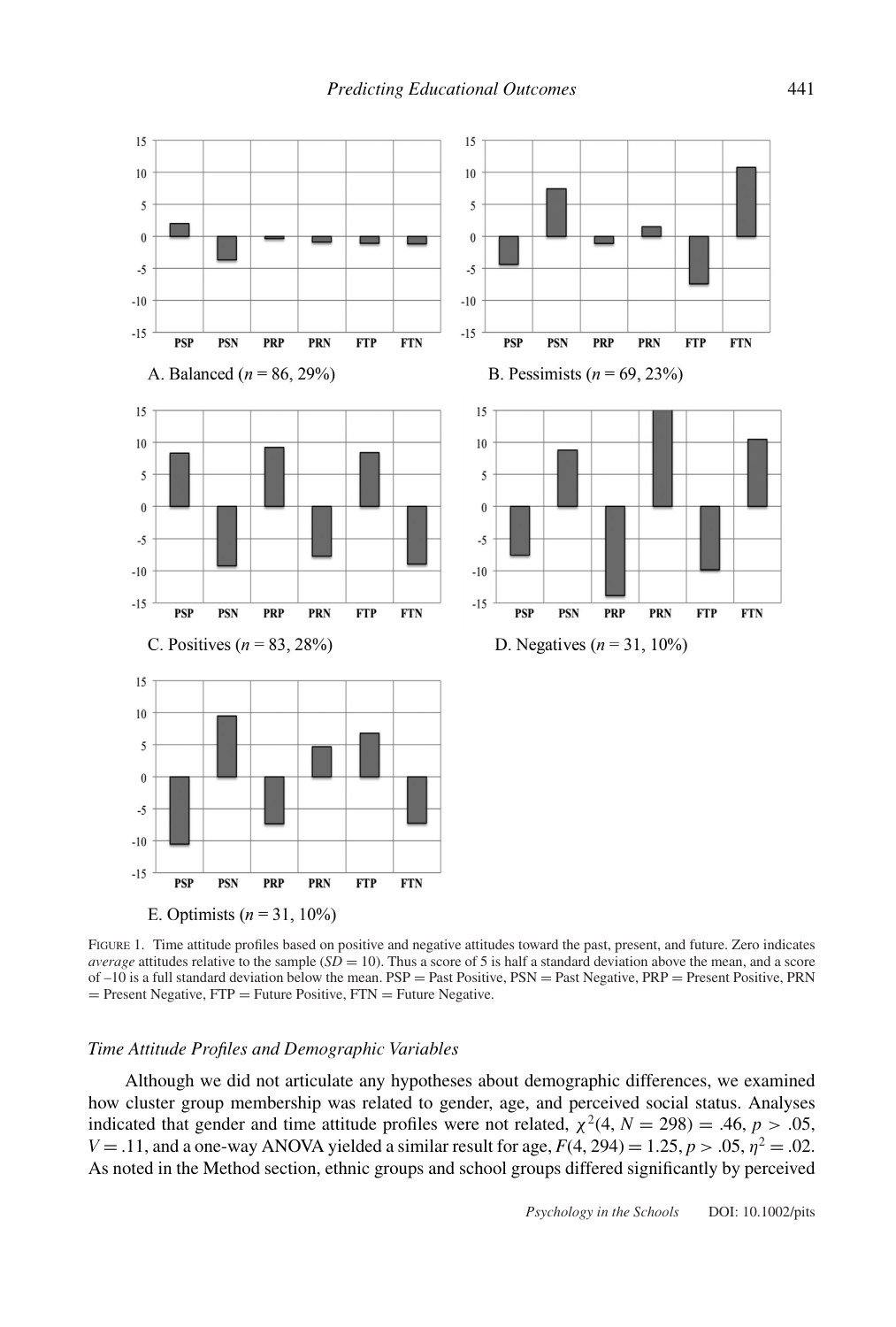A. Balanced ($n$ = 86, 29%)

B. Pessimists ($n$ = 69, 23%)

C. Positives ($n$ = 83, 28%)

D. Negatives ($n$ = 31, 10%)

E. Optimists ($n$ = 31, 10%)

FIGURE 1. Time attitude profiles based on positive and negative attitudes toward the past, present, and future. Zero indicates *average* attitudes relative to the sample ($SD$ = 10). Thus a score of 5 is half a standard deviation above the mean, and a score of –10 is a full standard deviation below the mean. PSP = Past Positive, PSN = Past Negative, PRP = Present Positive, PRN = Present Negative, FTP = Future Positive, FTN = Future Negative.

### *Time Attitude Profiles and Demographic Variables*

Although we did not articulate any hypotheses about demographic differences, we examined how cluster group membership was related to gender, age, and perceived social status. Analyses indicated that gender and time attitude profiles were not related, $\chi^2(4, N = 298) = .46$, $p > .05$, $V = .11$, and a one-way ANOVA yielded a similar result for age, $F(4, 294) = 1.25$, $p > .05$, $\eta^2 = .02$. As noted in the Method section, ethnic groups and school groups differed significantly by perceived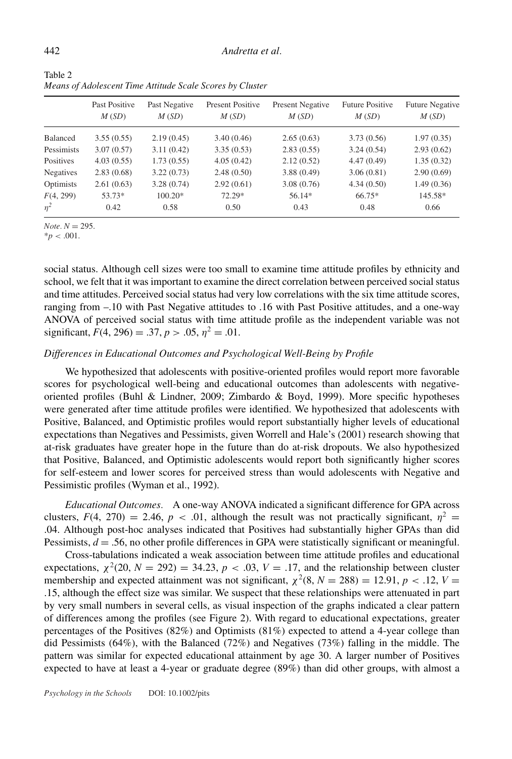Table 2
*Means of Adolescent Time Attitude Scale Scores by Cluster*

| | Past Positive $M$ ($SD$) | Past Negative $M$ ($SD$) | Present Positive $M$ ($SD$) | Present Negative $M$ ($SD$) | Future Positive $M$ ($SD$) | Future Negative $M$ ($SD$) |
|---|---|---|---|---|---|---|
| Balanced | 3.55 (0.55) | 2.19 (0.45) | 3.40 (0.46) | 2.65 (0.63) | 3.73 (0.56) | 1.97 (0.35) |
| Pessimists | 3.07 (0.57) | 3.11 (0.42) | 3.35 (0.53) | 2.83 (0.55) | 3.24 (0.54) | 2.93 (0.62) |
| Positives | 4.03 (0.55) | 1.73 (0.55) | 4.05 (0.42) | 2.12 (0.52) | 4.47 (0.49) | 1.35 (0.32) |
| Negatives | 2.83 (0.68) | 3.22 (0.73) | 2.48 (0.50) | 3.88 (0.49) | 3.06 (0.81) | 2.90 (0.69) |
| Optimists | 2.61 (0.63) | 3.28 (0.74) | 2.92 (0.61) | 3.08 (0.76) | 4.34 (0.50) | 1.49 (0.36) |
| $F$(4, 299) | 53.73* | 100.20* | 72.29* | 56.14* | 66.75* | 145.58* |
| $\eta^2$ | 0.42 | 0.58 | 0.50 | 0.43 | 0.48 | 0.66 |

*Note*. $N = 295$.
*$p < .001$.

social status. Although cell sizes were too small to examine time attitude profiles by ethnicity and school, we felt that it was important to examine the direct correlation between perceived social status and time attitudes. Perceived social status had very low correlations with the six time attitude scores, ranging from –.10 with Past Negative attitudes to .16 with Past Positive attitudes, and a one-way ANOVA of perceived social status with time attitude profile as the independent variable was not significant, $F(4, 296) = .37$, $p > .05$, $\eta^2 = .01$.

### *Differences in Educational Outcomes and Psychological Well-Being by Profile*

We hypothesized that adolescents with positive-oriented profiles would report more favorable scores for psychological well-being and educational outcomes than adolescents with negative-oriented profiles (Buhl & Lindner, 2009; Zimbardo & Boyd, 1999). More specific hypotheses were generated after time attitude profiles were identified. We hypothesized that adolescents with Positive, Balanced, and Optimistic profiles would report substantially higher levels of educational expectations than Negatives and Pessimists, given Worrell and Hale's (2001) research showing that at-risk graduates have greater hope in the future than do at-risk dropouts. We also hypothesized that Positive, Balanced, and Optimistic adolescents would report both significantly higher scores for self-esteem and lower scores for perceived stress than would adolescents with Negative and Pessimistic profiles (Wyman et al., 1992).

*Educational Outcomes*. A one-way ANOVA indicated a significant difference for GPA across clusters, $F(4, 270) = 2.46$, $p < .01$, although the result was not practically significant, $\eta^2 = .04$. Although post-hoc analyses indicated that Positives had substantially higher GPAs than did Pessimists, $d = .56$, no other profile differences in GPA were statistically significant or meaningful.

Cross-tabulations indicated a weak association between time attitude profiles and educational expectations, $\chi^2(20, N = 292) = 34.23$, $p < .03$, $V = .17$, and the relationship between cluster membership and expected attainment was not significant, $\chi^2(8, N = 288) = 12.91$, $p < .12$, $V = .15$, although the effect size was similar. We suspect that these relationships were attenuated in part by very small numbers in several cells, as visual inspection of the graphs indicated a clear pattern of differences among the profiles (see Figure 2). With regard to educational expectations, greater percentages of the Positives (82%) and Optimists (81%) expected to attend a 4-year college than did Pessimists (64%), with the Balanced (72%) and Negatives (73%) falling in the middle. The pattern was similar for expected educational attainment by age 30. A larger number of Positives expected to have at least a 4-year or graduate degree (89%) than did other groups, with almost a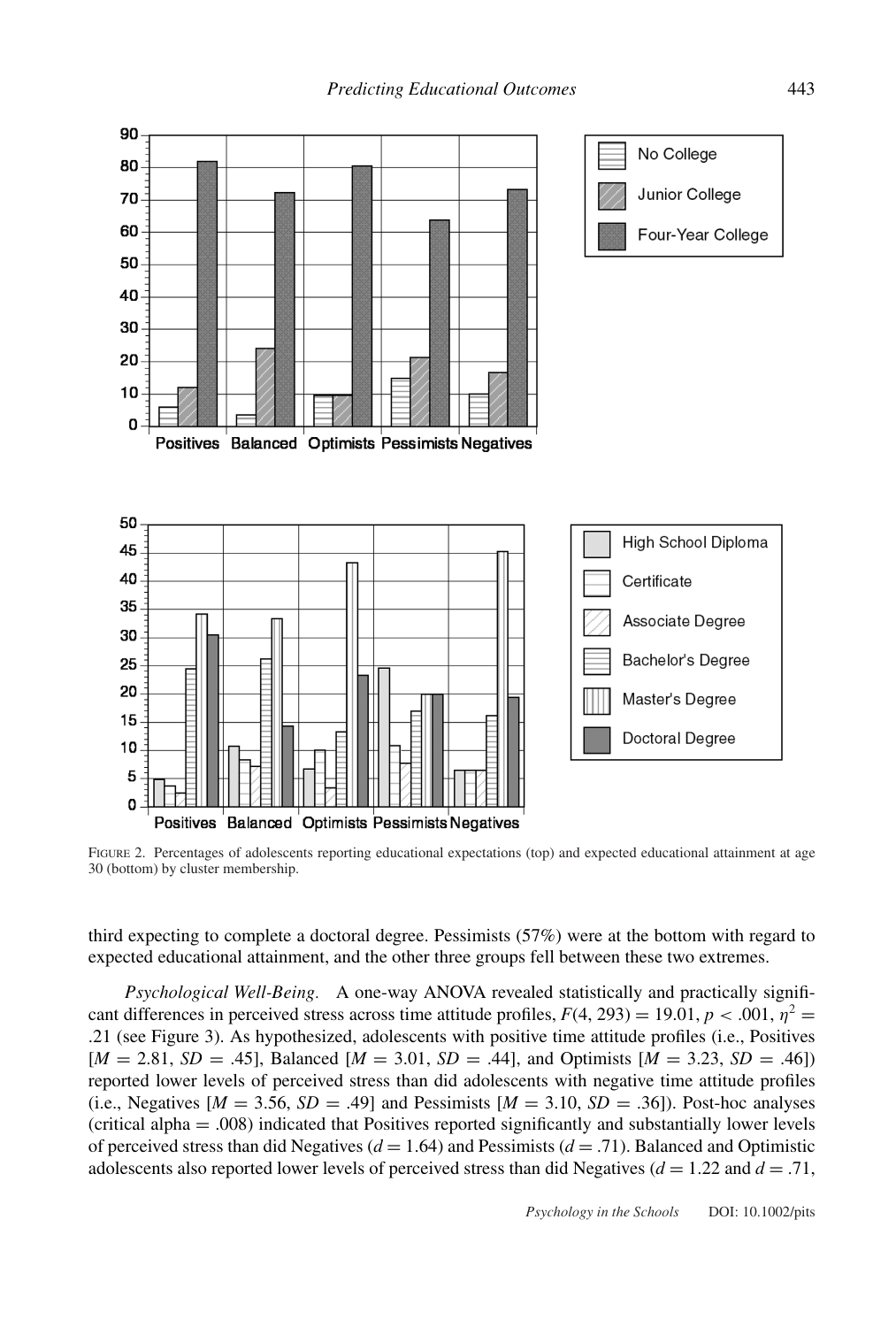FIGURE 2. Percentages of adolescents reporting educational expectations (top) and expected educational attainment at age 30 (bottom) by cluster membership.

third expecting to complete a doctoral degree. Pessimists (57%) were at the bottom with regard to expected educational attainment, and the other three groups fell between these two extremes.

*Psychological Well-Being.* A one-way ANOVA revealed statistically and practically significant differences in perceived stress across time attitude profiles, $F(4, 293) = 19.01$, $p < .001$, $\eta^2 = .21$ (see Figure 3). As hypothesized, adolescents with positive time attitude profiles (i.e., Positives [$M = 2.81$, $SD = .45$], Balanced [$M = 3.01$, $SD = .44$], and Optimists [$M = 3.23$, $SD = .46$]) reported lower levels of perceived stress than did adolescents with negative time attitude profiles (i.e., Negatives [$M = 3.56$, $SD = .49$] and Pessimists [$M = 3.10$, $SD = .36$]). Post-hoc analyses (critical alpha = .008) indicated that Positives reported significantly and substantially lower levels of perceived stress than did Negatives ($d = 1.64$) and Pessimists ($d = .71$). Balanced and Optimistic adolescents also reported lower levels of perceived stress than did Negatives ($d = 1.22$ and $d = .71$,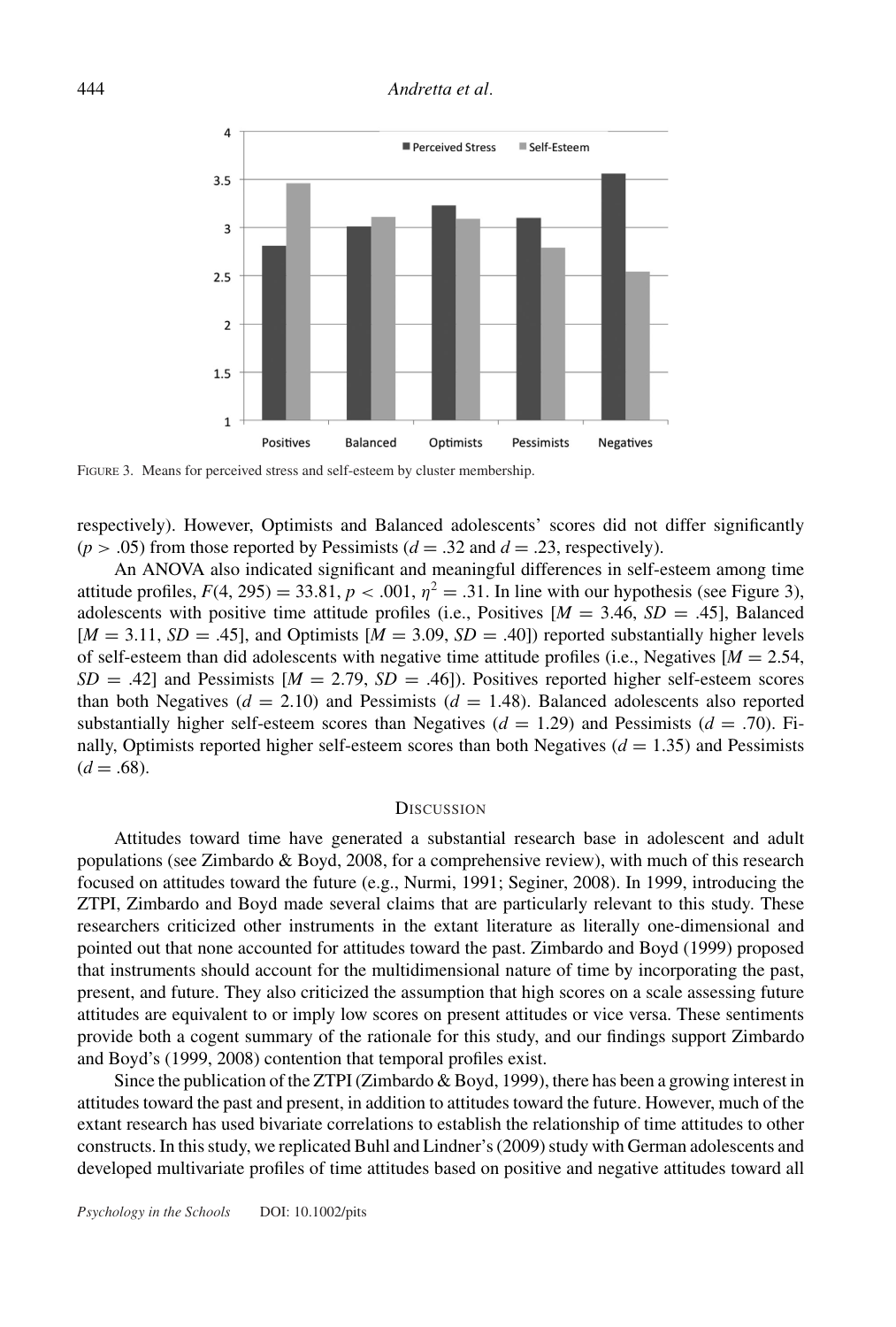FIGURE 3. Means for perceived stress and self-esteem by cluster membership.

respectively). However, Optimists and Balanced adolescents' scores did not differ significantly ($p > .05$) from those reported by Pessimists ($d = .32$ and $d = .23$, respectively).

An ANOVA also indicated significant and meaningful differences in self-esteem among time attitude profiles, $F(4, 295) = 33.81$, $p < .001$, $\eta^2 = .31$. In line with our hypothesis (see Figure 3), adolescents with positive time attitude profiles (i.e., Positives [$M = 3.46$, $SD = .45$], Balanced [$M = 3.11$, $SD = .45$], and Optimists [$M = 3.09$, $SD = .40$]) reported substantially higher levels of self-esteem than did adolescents with negative time attitude profiles (i.e., Negatives [$M = 2.54$, $SD = .42$] and Pessimists [$M = 2.79$, $SD = .46$]). Positives reported higher self-esteem scores than both Negatives ($d = 2.10$) and Pessimists ($d = 1.48$). Balanced adolescents also reported substantially higher self-esteem scores than Negatives ($d = 1.29$) and Pessimists ($d = .70$). Finally, Optimists reported higher self-esteem scores than both Negatives ($d = 1.35$) and Pessimists ($d = .68$).

## DISCUSSION

Attitudes toward time have generated a substantial research base in adolescent and adult populations (see Zimbardo & Boyd, 2008, for a comprehensive review), with much of this research focused on attitudes toward the future (e.g., Nurmi, 1991; Seginer, 2008). In 1999, introducing the ZTPI, Zimbardo and Boyd made several claims that are particularly relevant to this study. These researchers criticized other instruments in the extant literature as literally one-dimensional and pointed out that none accounted for attitudes toward the past. Zimbardo and Boyd (1999) proposed that instruments should account for the multidimensional nature of time by incorporating the past, present, and future. They also criticized the assumption that high scores on a scale assessing future attitudes are equivalent to or imply low scores on present attitudes or vice versa. These sentiments provide both a cogent summary of the rationale for this study, and our findings support Zimbardo and Boyd's (1999, 2008) contention that temporal profiles exist.

Since the publication of the ZTPI (Zimbardo & Boyd, 1999), there has been a growing interest in attitudes toward the past and present, in addition to attitudes toward the future. However, much of the extant research has used bivariate correlations to establish the relationship of time attitudes to other constructs. In this study, we replicated Buhl and Lindner's (2009) study with German adolescents and developed multivariate profiles of time attitudes based on positive and negative attitudes toward all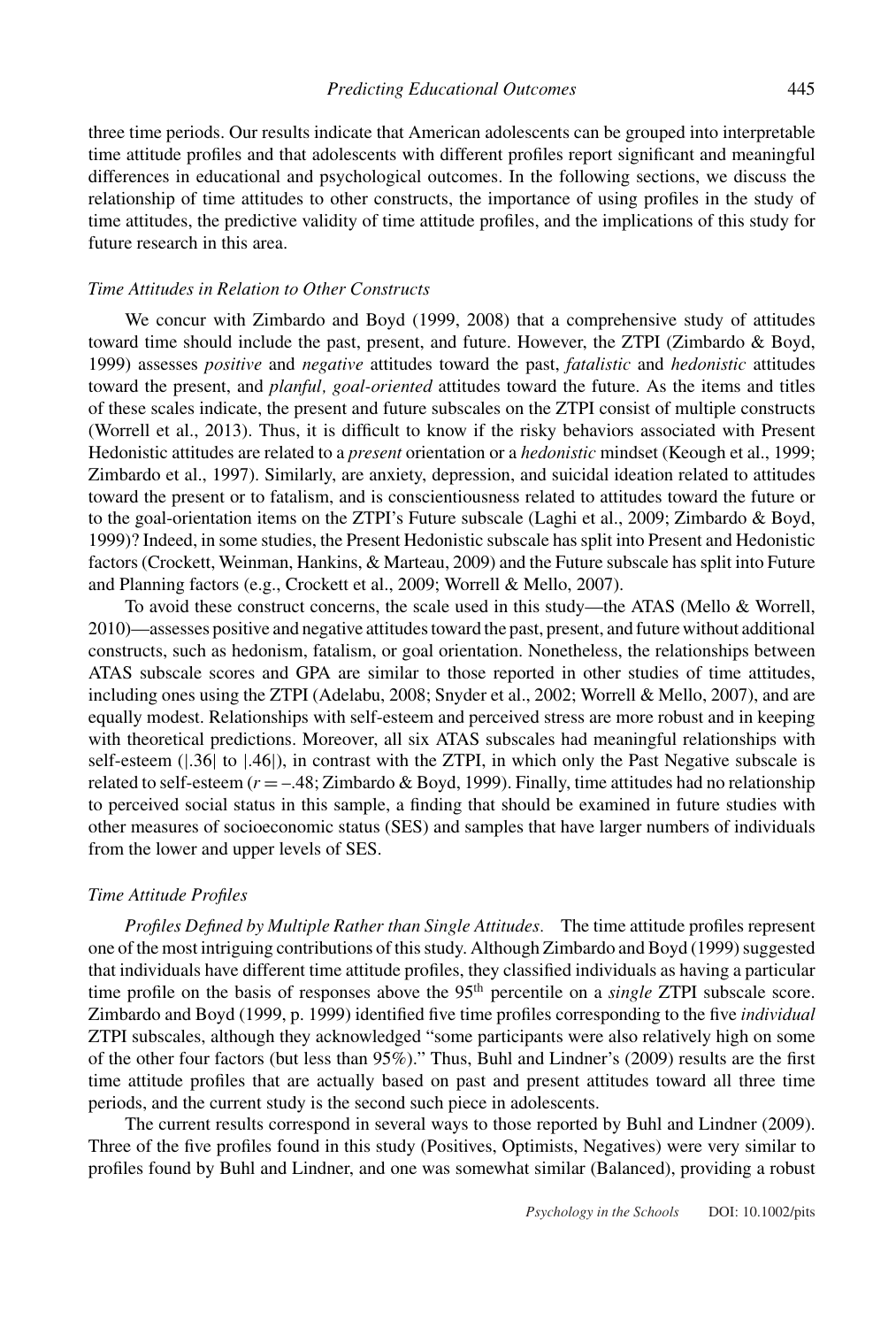three time periods. Our results indicate that American adolescents can be grouped into interpretable time attitude profiles and that adolescents with different profiles report significant and meaningful differences in educational and psychological outcomes. In the following sections, we discuss the relationship of time attitudes to other constructs, the importance of using profiles in the study of time attitudes, the predictive validity of time attitude profiles, and the implications of this study for future research in this area.

### *Time Attitudes in Relation to Other Constructs*

We concur with Zimbardo and Boyd (1999, 2008) that a comprehensive study of attitudes toward time should include the past, present, and future. However, the ZTPI (Zimbardo & Boyd, 1999) assesses *positive* and *negative* attitudes toward the past, *fatalistic* and *hedonistic* attitudes toward the present, and *planful, goal-oriented* attitudes toward the future. As the items and titles of these scales indicate, the present and future subscales on the ZTPI consist of multiple constructs (Worrell et al., 2013). Thus, it is difficult to know if the risky behaviors associated with Present Hedonistic attitudes are related to a *present* orientation or a *hedonistic* mindset (Keough et al., 1999; Zimbardo et al., 1997). Similarly, are anxiety, depression, and suicidal ideation related to attitudes toward the present or to fatalism, and is conscientiousness related to attitudes toward the future or to the goal-orientation items on the ZTPI's Future subscale (Laghi et al., 2009; Zimbardo & Boyd, 1999)? Indeed, in some studies, the Present Hedonistic subscale has split into Present and Hedonistic factors (Crockett, Weinman, Hankins, & Marteau, 2009) and the Future subscale has split into Future and Planning factors (e.g., Crockett et al., 2009; Worrell & Mello, 2007).

To avoid these construct concerns, the scale used in this study—the ATAS (Mello & Worrell, 2010)—assesses positive and negative attitudes toward the past, present, and future without additional constructs, such as hedonism, fatalism, or goal orientation. Nonetheless, the relationships between ATAS subscale scores and GPA are similar to those reported in other studies of time attitudes, including ones using the ZTPI (Adelabu, 2008; Snyder et al., 2002; Worrell & Mello, 2007), and are equally modest. Relationships with self-esteem and perceived stress are more robust and in keeping with theoretical predictions. Moreover, all six ATAS subscales had meaningful relationships with self-esteem ($|.36|$ to $|.46|$), in contrast with the ZTPI, in which only the Past Negative subscale is related to self-esteem ($r = -.48$; Zimbardo & Boyd, 1999). Finally, time attitudes had no relationship to perceived social status in this sample, a finding that should be examined in future studies with other measures of socioeconomic status (SES) and samples that have larger numbers of individuals from the lower and upper levels of SES.

### *Time Attitude Profiles*

*Profiles Defined by Multiple Rather than Single Attitudes.* The time attitude profiles represent one of the most intriguing contributions of this study. Although Zimbardo and Boyd (1999) suggested that individuals have different time attitude profiles, they classified individuals as having a particular time profile on the basis of responses above the 95th percentile on a *single* ZTPI subscale score. Zimbardo and Boyd (1999, p. 1999) identified five time profiles corresponding to the five *individual* ZTPI subscales, although they acknowledged "some participants were also relatively high on some of the other four factors (but less than 95%)." Thus, Buhl and Lindner's (2009) results are the first time attitude profiles that are actually based on past and present attitudes toward all three time periods, and the current study is the second such piece in adolescents.

The current results correspond in several ways to those reported by Buhl and Lindner (2009). Three of the five profiles found in this study (Positives, Optimists, Negatives) were very similar to profiles found by Buhl and Lindner, and one was somewhat similar (Balanced), providing a robust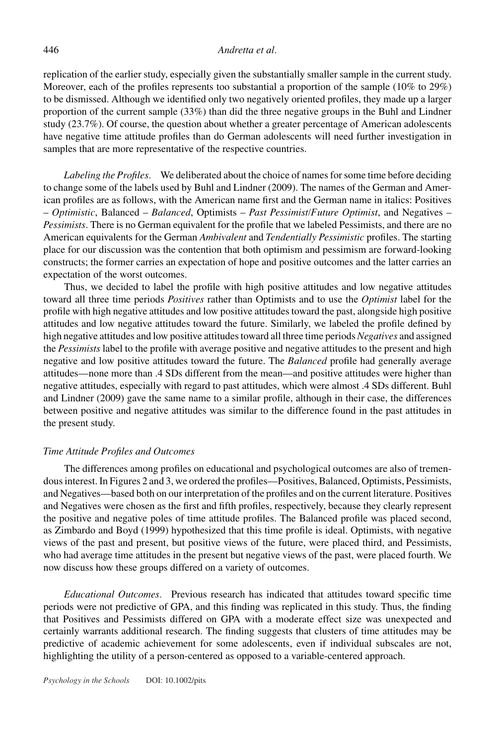replication of the earlier study, especially given the substantially smaller sample in the current study. Moreover, each of the profiles represents too substantial a proportion of the sample (10% to 29%) to be dismissed. Although we identified only two negatively oriented profiles, they made up a larger proportion of the current sample (33%) than did the three negative groups in the Buhl and Lindner study (23.7%). Of course, the question about whether a greater percentage of American adolescents have negative time attitude profiles than do German adolescents will need further investigation in samples that are more representative of the respective countries.

*Labeling the Profiles.* We deliberated about the choice of names for some time before deciding to change some of the labels used by Buhl and Lindner (2009). The names of the German and American profiles are as follows, with the American name first and the German name in italics: Positives – *Optimistic*, Balanced – *Balanced*, Optimists – *Past Pessimist/Future Optimist*, and Negatives – *Pessimists*. There is no German equivalent for the profile that we labeled Pessimists, and there are no American equivalents for the German *Ambivalent* and *Tendentially Pessimistic* profiles. The starting place for our discussion was the contention that both optimism and pessimism are forward-looking constructs; the former carries an expectation of hope and positive outcomes and the latter carries an expectation of the worst outcomes.

Thus, we decided to label the profile with high positive attitudes and low negative attitudes toward all three time periods *Positives* rather than Optimists and to use the *Optimist* label for the profile with high negative attitudes and low positive attitudes toward the past, alongside high positive attitudes and low negative attitudes toward the future. Similarly, we labeled the profile defined by high negative attitudes and low positive attitudes toward all three time periods *Negatives* and assigned the *Pessimists* label to the profile with average positive and negative attitudes to the present and high negative and low positive attitudes toward the future. The *Balanced* profile had generally average attitudes—none more than .4 SDs different from the mean—and positive attitudes were higher than negative attitudes, especially with regard to past attitudes, which were almost .4 SDs different. Buhl and Lindner (2009) gave the same name to a similar profile, although in their case, the differences between positive and negative attitudes was similar to the difference found in the past attitudes in the present study.

### *Time Attitude Profiles and Outcomes*

The differences among profiles on educational and psychological outcomes are also of tremendous interest. In Figures 2 and 3, we ordered the profiles—Positives, Balanced, Optimists, Pessimists, and Negatives—based both on our interpretation of the profiles and on the current literature. Positives and Negatives were chosen as the first and fifth profiles, respectively, because they clearly represent the positive and negative poles of time attitude profiles. The Balanced profile was placed second, as Zimbardo and Boyd (1999) hypothesized that this time profile is ideal. Optimists, with negative views of the past and present, but positive views of the future, were placed third, and Pessimists, who had average time attitudes in the present but negative views of the past, were placed fourth. We now discuss how these groups differed on a variety of outcomes.

*Educational Outcomes.* Previous research has indicated that attitudes toward specific time periods were not predictive of GPA, and this finding was replicated in this study. Thus, the finding that Positives and Pessimists differed on GPA with a moderate effect size was unexpected and certainly warrants additional research. The finding suggests that clusters of time attitudes may be predictive of academic achievement for some adolescents, even if individual subscales are not, highlighting the utility of a person-centered as opposed to a variable-centered approach.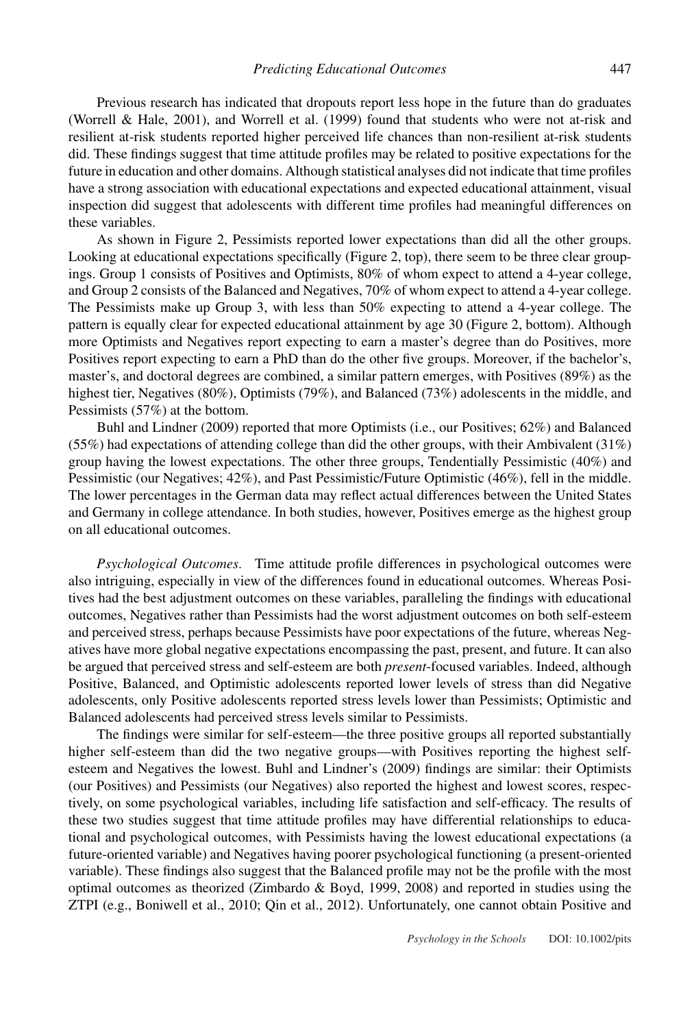Previous research has indicated that dropouts report less hope in the future than do graduates (Worrell & Hale, 2001), and Worrell et al. (1999) found that students who were not at-risk and resilient at-risk students reported higher perceived life chances than non-resilient at-risk students did. These findings suggest that time attitude profiles may be related to positive expectations for the future in education and other domains. Although statistical analyses did not indicate that time profiles have a strong association with educational expectations and expected educational attainment, visual inspection did suggest that adolescents with different time profiles had meaningful differences on these variables.

As shown in Figure 2, Pessimists reported lower expectations than did all the other groups. Looking at educational expectations specifically (Figure 2, top), there seem to be three clear groupings. Group 1 consists of Positives and Optimists, 80% of whom expect to attend a 4-year college, and Group 2 consists of the Balanced and Negatives, 70% of whom expect to attend a 4-year college. The Pessimists make up Group 3, with less than 50% expecting to attend a 4-year college. The pattern is equally clear for expected educational attainment by age 30 (Figure 2, bottom). Although more Optimists and Negatives report expecting to earn a master's degree than do Positives, more Positives report expecting to earn a PhD than do the other five groups. Moreover, if the bachelor's, master's, and doctoral degrees are combined, a similar pattern emerges, with Positives (89%) as the highest tier, Negatives (80%), Optimists (79%), and Balanced (73%) adolescents in the middle, and Pessimists (57%) at the bottom.

Buhl and Lindner (2009) reported that more Optimists (i.e., our Positives; 62%) and Balanced (55%) had expectations of attending college than did the other groups, with their Ambivalent (31%) group having the lowest expectations. The other three groups, Tendentially Pessimistic (40%) and Pessimistic (our Negatives; 42%), and Past Pessimistic/Future Optimistic (46%), fell in the middle. The lower percentages in the German data may reflect actual differences between the United States and Germany in college attendance. In both studies, however, Positives emerge as the highest group on all educational outcomes.

*Psychological Outcomes.* Time attitude profile differences in psychological outcomes were also intriguing, especially in view of the differences found in educational outcomes. Whereas Positives had the best adjustment outcomes on these variables, paralleling the findings with educational outcomes, Negatives rather than Pessimists had the worst adjustment outcomes on both self-esteem and perceived stress, perhaps because Pessimists have poor expectations of the future, whereas Negatives have more global negative expectations encompassing the past, present, and future. It can also be argued that perceived stress and self-esteem are both *present*-focused variables. Indeed, although Positive, Balanced, and Optimistic adolescents reported lower levels of stress than did Negative adolescents, only Positive adolescents reported stress levels lower than Pessimists; Optimistic and Balanced adolescents had perceived stress levels similar to Pessimists.

The findings were similar for self-esteem—the three positive groups all reported substantially higher self-esteem than did the two negative groups—with Positives reporting the highest self-esteem and Negatives the lowest. Buhl and Lindner's (2009) findings are similar: their Optimists (our Positives) and Pessimists (our Negatives) also reported the highest and lowest scores, respectively, on some psychological variables, including life satisfaction and self-efficacy. The results of these two studies suggest that time attitude profiles may have differential relationships to educational and psychological outcomes, with Pessimists having the lowest educational expectations (a future-oriented variable) and Negatives having poorer psychological functioning (a present-oriented variable). These findings also suggest that the Balanced profile may not be the profile with the most optimal outcomes as theorized (Zimbardo & Boyd, 1999, 2008) and reported in studies using the ZTPI (e.g., Boniwell et al., 2010; Qin et al., 2012). Unfortunately, one cannot obtain Positive and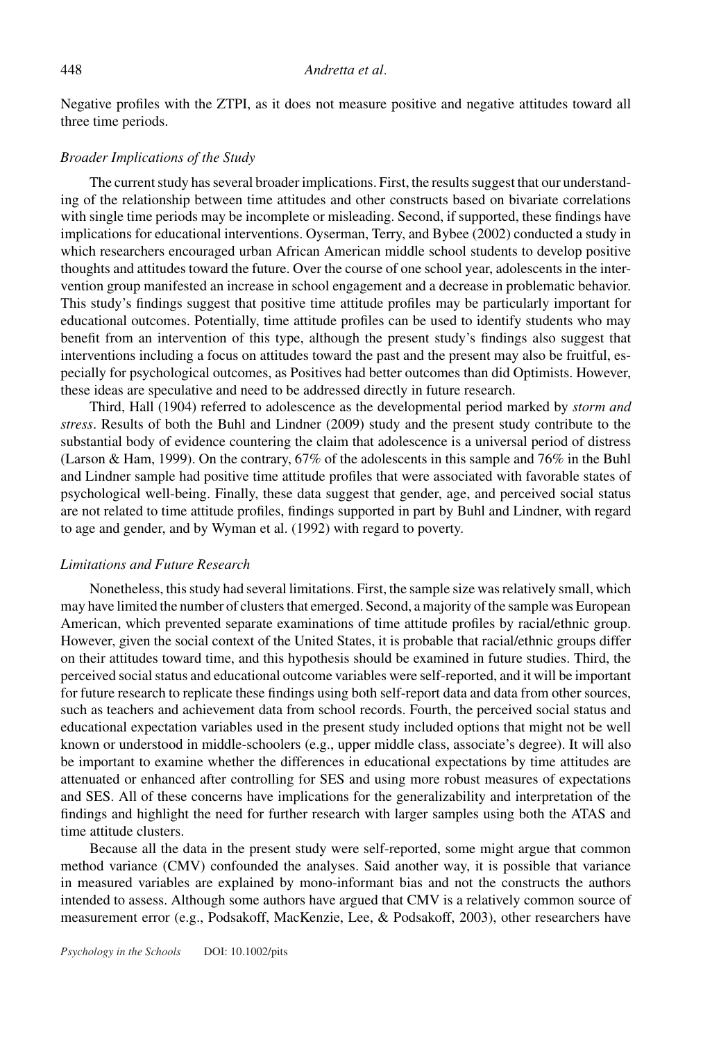Negative profiles with the ZTPI, as it does not measure positive and negative attitudes toward all three time periods.

### *Broader Implications of the Study*

The current study has several broader implications. First, the results suggest that our understanding of the relationship between time attitudes and other constructs based on bivariate correlations with single time periods may be incomplete or misleading. Second, if supported, these findings have implications for educational interventions. Oyserman, Terry, and Bybee (2002) conducted a study in which researchers encouraged urban African American middle school students to develop positive thoughts and attitudes toward the future. Over the course of one school year, adolescents in the intervention group manifested an increase in school engagement and a decrease in problematic behavior. This study's findings suggest that positive time attitude profiles may be particularly important for educational outcomes. Potentially, time attitude profiles can be used to identify students who may benefit from an intervention of this type, although the present study's findings also suggest that interventions including a focus on attitudes toward the past and the present may also be fruitful, especially for psychological outcomes, as Positives had better outcomes than did Optimists. However, these ideas are speculative and need to be addressed directly in future research.

Third, Hall (1904) referred to adolescence as the developmental period marked by *storm and stress*. Results of both the Buhl and Lindner (2009) study and the present study contribute to the substantial body of evidence countering the claim that adolescence is a universal period of distress (Larson & Ham, 1999). On the contrary, 67% of the adolescents in this sample and 76% in the Buhl and Lindner sample had positive time attitude profiles that were associated with favorable states of psychological well-being. Finally, these data suggest that gender, age, and perceived social status are not related to time attitude profiles, findings supported in part by Buhl and Lindner, with regard to age and gender, and by Wyman et al. (1992) with regard to poverty.

### *Limitations and Future Research*

Nonetheless, this study had several limitations. First, the sample size was relatively small, which may have limited the number of clusters that emerged. Second, a majority of the sample was European American, which prevented separate examinations of time attitude profiles by racial/ethnic group. However, given the social context of the United States, it is probable that racial/ethnic groups differ on their attitudes toward time, and this hypothesis should be examined in future studies. Third, the perceived social status and educational outcome variables were self-reported, and it will be important for future research to replicate these findings using both self-report data and data from other sources, such as teachers and achievement data from school records. Fourth, the perceived social status and educational expectation variables used in the present study included options that might not be well known or understood in middle-schoolers (e.g., upper middle class, associate's degree). It will also be important to examine whether the differences in educational expectations by time attitudes are attenuated or enhanced after controlling for SES and using more robust measures of expectations and SES. All of these concerns have implications for the generalizability and interpretation of the findings and highlight the need for further research with larger samples using both the ATAS and time attitude clusters.

Because all the data in the present study were self-reported, some might argue that common method variance (CMV) confounded the analyses. Said another way, it is possible that variance in measured variables are explained by mono-informant bias and not the constructs the authors intended to assess. Although some authors have argued that CMV is a relatively common source of measurement error (e.g., Podsakoff, MacKenzie, Lee, & Podsakoff, 2003), other researchers have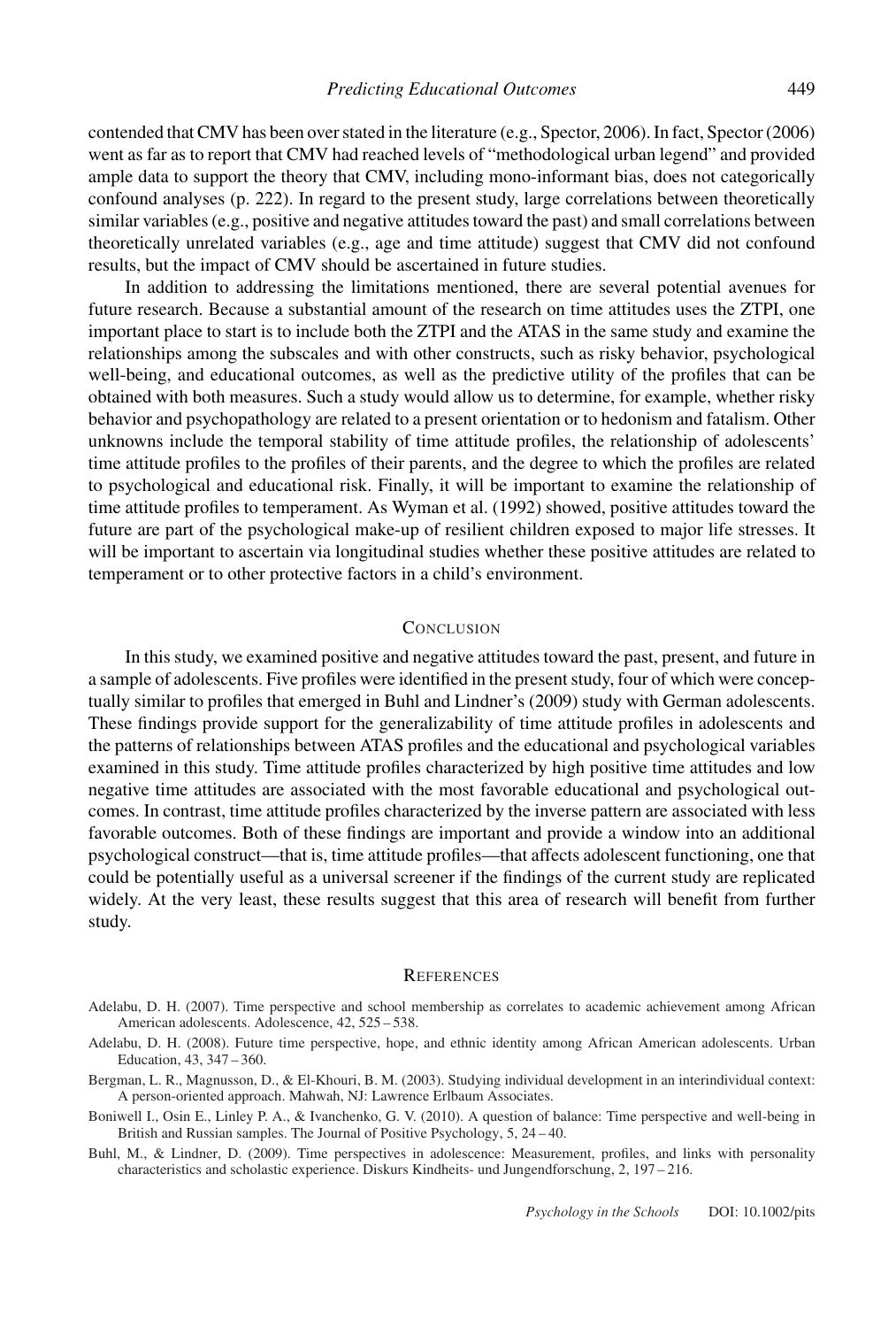contended that CMV has been over stated in the literature (e.g., Spector, 2006). In fact, Spector (2006) went as far as to report that CMV had reached levels of "methodological urban legend" and provided ample data to support the theory that CMV, including mono-informant bias, does not categorically confound analyses (p. 222). In regard to the present study, large correlations between theoretically similar variables (e.g., positive and negative attitudes toward the past) and small correlations between theoretically unrelated variables (e.g., age and time attitude) suggest that CMV did not confound results, but the impact of CMV should be ascertained in future studies.

In addition to addressing the limitations mentioned, there are several potential avenues for future research. Because a substantial amount of the research on time attitudes uses the ZTPI, one important place to start is to include both the ZTPI and the ATAS in the same study and examine the relationships among the subscales and with other constructs, such as risky behavior, psychological well-being, and educational outcomes, as well as the predictive utility of the profiles that can be obtained with both measures. Such a study would allow us to determine, for example, whether risky behavior and psychopathology are related to a present orientation or to hedonism and fatalism. Other unknowns include the temporal stability of time attitude profiles, the relationship of adolescents' time attitude profiles to the profiles of their parents, and the degree to which the profiles are related to psychological and educational risk. Finally, it will be important to examine the relationship of time attitude profiles to temperament. As Wyman et al. (1992) showed, positive attitudes toward the future are part of the psychological make-up of resilient children exposed to major life stresses. It will be important to ascertain via longitudinal studies whether these positive attitudes are related to temperament or to other protective factors in a child's environment.

## Conclusion

In this study, we examined positive and negative attitudes toward the past, present, and future in a sample of adolescents. Five profiles were identified in the present study, four of which were conceptually similar to profiles that emerged in Buhl and Lindner's (2009) study with German adolescents. These findings provide support for the generalizability of time attitude profiles in adolescents and the patterns of relationships between ATAS profiles and the educational and psychological variables examined in this study. Time attitude profiles characterized by high positive time attitudes and low negative time attitudes are associated with the most favorable educational and psychological outcomes. In contrast, time attitude profiles characterized by the inverse pattern are associated with less favorable outcomes. Both of these findings are important and provide a window into an additional psychological construct—that is, time attitude profiles—that affects adolescent functioning, one that could be potentially useful as a universal screener if the findings of the current study are replicated widely. At the very least, these results suggest that this area of research will benefit from further study.

## References

Adelabu, D. H. (2007). Time perspective and school membership as correlates to academic achievement among African American adolescents. Adolescence, 42, 525 – 538.

Adelabu, D. H. (2008). Future time perspective, hope, and ethnic identity among African American adolescents. Urban Education, 43, 347 – 360.

Bergman, L. R., Magnusson, D., & El-Khouri, B. M. (2003). Studying individual development in an interindividual context: A person-oriented approach. Mahwah, NJ: Lawrence Erlbaum Associates.

Boniwell I., Osin E., Linley P. A., & Ivanchenko, G. V. (2010). A question of balance: Time perspective and well-being in British and Russian samples. The Journal of Positive Psychology, 5, 24 – 40.

Buhl, M., & Lindner, D. (2009). Time perspectives in adolescence: Measurement, profiles, and links with personality characteristics and scholastic experience. Diskurs Kindheits- und Jungendforschung, 2, 197 – 216.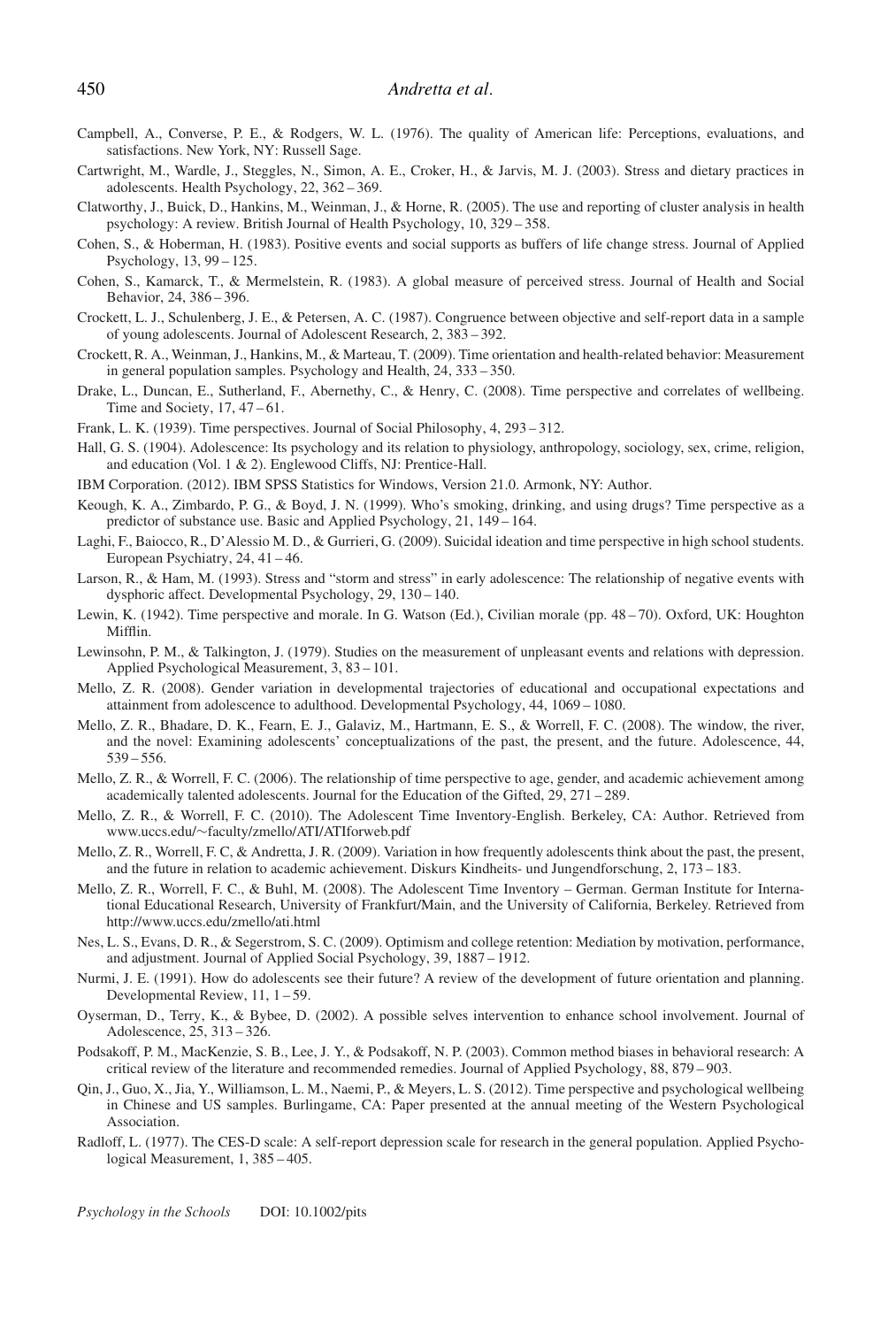Campbell, A., Converse, P. E., & Rodgers, W. L. (1976). The quality of American life: Perceptions, evaluations, and satisfactions. New York, NY: Russell Sage.

Cartwright, M., Wardle, J., Steggles, N., Simon, A. E., Croker, H., & Jarvis, M. J. (2003). Stress and dietary practices in adolescents. Health Psychology, 22, 362 – 369.

Clatworthy, J., Buick, D., Hankins, M., Weinman, J., & Horne, R. (2005). The use and reporting of cluster analysis in health psychology: A review. British Journal of Health Psychology, 10, 329 – 358.

Cohen, S., & Hoberman, H. (1983). Positive events and social supports as buffers of life change stress. Journal of Applied Psychology, 13, 99 – 125.

Cohen, S., Kamarck, T., & Mermelstein, R. (1983). A global measure of perceived stress. Journal of Health and Social Behavior, 24, 386 – 396.

Crockett, L. J., Schulenberg, J. E., & Petersen, A. C. (1987). Congruence between objective and self-report data in a sample of young adolescents. Journal of Adolescent Research, 2, 383 – 392.

Crockett, R. A., Weinman, J., Hankins, M., & Marteau, T. (2009). Time orientation and health-related behavior: Measurement in general population samples. Psychology and Health, 24, 333 – 350.

Drake, L., Duncan, E., Sutherland, F., Abernethy, C., & Henry, C. (2008). Time perspective and correlates of wellbeing. Time and Society, 17, 47 – 61.

Frank, L. K. (1939). Time perspectives. Journal of Social Philosophy, 4, 293 – 312.

Hall, G. S. (1904). Adolescence: Its psychology and its relation to physiology, anthropology, sociology, sex, crime, religion, and education (Vol. 1 & 2). Englewood Cliffs, NJ: Prentice-Hall.

IBM Corporation. (2012). IBM SPSS Statistics for Windows, Version 21.0. Armonk, NY: Author.

Keough, K. A., Zimbardo, P. G., & Boyd, J. N. (1999). Who's smoking, drinking, and using drugs? Time perspective as a predictor of substance use. Basic and Applied Psychology, 21, 149 – 164.

Laghi, F., Baiocco, R., D'Alessio M. D., & Gurrieri, G. (2009). Suicidal ideation and time perspective in high school students. European Psychiatry, 24, 41 – 46.

Larson, R., & Ham, M. (1993). Stress and "storm and stress" in early adolescence: The relationship of negative events with dysphoric affect. Developmental Psychology, 29, 130 – 140.

Lewin, K. (1942). Time perspective and morale. In G. Watson (Ed.), Civilian morale (pp. 48 – 70). Oxford, UK: Houghton Mifflin.

Lewinsohn, P. M., & Talkington, J. (1979). Studies on the measurement of unpleasant events and relations with depression. Applied Psychological Measurement, 3, 83 – 101.

Mello, Z. R. (2008). Gender variation in developmental trajectories of educational and occupational expectations and attainment from adolescence to adulthood. Developmental Psychology, 44, 1069 – 1080.

Mello, Z. R., Bhadare, D. K., Fearn, E. J., Galaviz, M., Hartmann, E. S., & Worrell, F. C. (2008). The window, the river, and the novel: Examining adolescents' conceptualizations of the past, the present, and the future. Adolescence, 44, 539 – 556.

Mello, Z. R., & Worrell, F. C. (2006). The relationship of time perspective to age, gender, and academic achievement among academically talented adolescents. Journal for the Education of the Gifted, 29, 271 – 289.

Mello, Z. R., & Worrell, F. C. (2010). The Adolescent Time Inventory-English. Berkeley, CA: Author. Retrieved from www.uccs.edu/~faculty/zmello/ATI/ATIforweb.pdf

Mello, Z. R., Worrell, F. C, & Andretta, J. R. (2009). Variation in how frequently adolescents think about the past, the present, and the future in relation to academic achievement. Diskurs Kindheits- und Jungendforschung, 2, 173 – 183.

Mello, Z. R., Worrell, F. C., & Buhl, M. (2008). The Adolescent Time Inventory – German. German Institute for International Educational Research, University of Frankfurt/Main, and the University of California, Berkeley. Retrieved from http://www.uccs.edu/zmello/ati.html

Nes, L. S., Evans, D. R., & Segerstrom, S. C. (2009). Optimism and college retention: Mediation by motivation, performance, and adjustment. Journal of Applied Social Psychology, 39, 1887 – 1912.

Nurmi, J. E. (1991). How do adolescents see their future? A review of the development of future orientation and planning. Developmental Review, 11, 1 – 59.

Oyserman, D., Terry, K., & Bybee, D. (2002). A possible selves intervention to enhance school involvement. Journal of Adolescence, 25, 313 – 326.

Podsakoff, P. M., MacKenzie, S. B., Lee, J. Y., & Podsakoff, N. P. (2003). Common method biases in behavioral research: A critical review of the literature and recommended remedies. Journal of Applied Psychology, 88, 879 – 903.

Qin, J., Guo, X., Jia, Y., Williamson, L. M., Naemi, P., & Meyers, L. S. (2012). Time perspective and psychological wellbeing in Chinese and US samples. Burlingame, CA: Paper presented at the annual meeting of the Western Psychological Association.

Radloff, L. (1977). The CES-D scale: A self-report depression scale for research in the general population. Applied Psychological Measurement, 1, 385 – 405.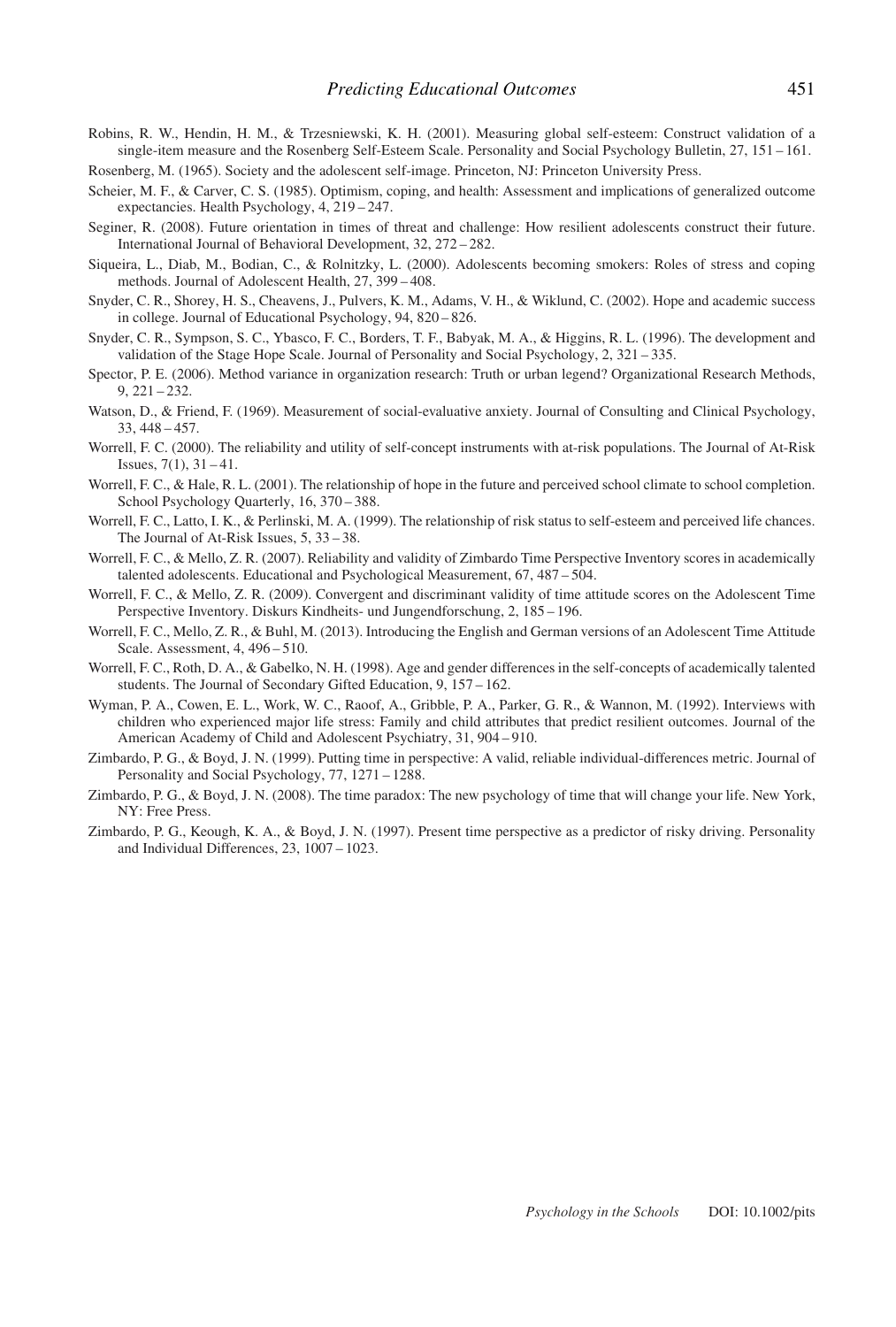Robins, R. W., Hendin, H. M., & Trzesniewski, K. H. (2001). Measuring global self-esteem: Construct validation of a single-item measure and the Rosenberg Self-Esteem Scale. Personality and Social Psychology Bulletin, 27, 151 – 161.

Rosenberg, M. (1965). Society and the adolescent self-image. Princeton, NJ: Princeton University Press.

Scheier, M. F., & Carver, C. S. (1985). Optimism, coping, and health: Assessment and implications of generalized outcome expectancies. Health Psychology, 4, 219 – 247.

Seginer, R. (2008). Future orientation in times of threat and challenge: How resilient adolescents construct their future. International Journal of Behavioral Development, 32, 272 – 282.

Siqueira, L., Diab, M., Bodian, C., & Rolnitzky, L. (2000). Adolescents becoming smokers: Roles of stress and coping methods. Journal of Adolescent Health, 27, 399 – 408.

Snyder, C. R., Shorey, H. S., Cheavens, J., Pulvers, K. M., Adams, V. H., & Wiklund, C. (2002). Hope and academic success in college. Journal of Educational Psychology, 94, 820 – 826.

Snyder, C. R., Sympson, S. C., Ybasco, F. C., Borders, T. F., Babyak, M. A., & Higgins, R. L. (1996). The development and validation of the Stage Hope Scale. Journal of Personality and Social Psychology, 2, 321 – 335.

Spector, P. E. (2006). Method variance in organization research: Truth or urban legend? Organizational Research Methods, 9, 221 – 232.

Watson, D., & Friend, F. (1969). Measurement of social-evaluative anxiety. Journal of Consulting and Clinical Psychology, 33, 448 – 457.

Worrell, F. C. (2000). The reliability and utility of self-concept instruments with at-risk populations. The Journal of At-Risk Issues, 7(1), 31 – 41.

Worrell, F. C., & Hale, R. L. (2001). The relationship of hope in the future and perceived school climate to school completion. School Psychology Quarterly, 16, 370 – 388.

Worrell, F. C., Latto, I. K., & Perlinski, M. A. (1999). The relationship of risk status to self-esteem and perceived life chances. The Journal of At-Risk Issues, 5, 33 – 38.

Worrell, F. C., & Mello, Z. R. (2007). Reliability and validity of Zimbardo Time Perspective Inventory scores in academically talented adolescents. Educational and Psychological Measurement, 67, 487 – 504.

Worrell, F. C., & Mello, Z. R. (2009). Convergent and discriminant validity of time attitude scores on the Adolescent Time Perspective Inventory. Diskurs Kindheits- und Jungendforschung, 2, 185 – 196.

Worrell, F. C., Mello, Z. R., & Buhl, M. (2013). Introducing the English and German versions of an Adolescent Time Attitude Scale. Assessment, 4, 496 – 510.

Worrell, F. C., Roth, D. A., & Gabelko, N. H. (1998). Age and gender differences in the self-concepts of academically talented students. The Journal of Secondary Gifted Education, 9, 157 – 162.

Wyman, P. A., Cowen, E. L., Work, W. C., Raoof, A., Gribble, P. A., Parker, G. R., & Wannon, M. (1992). Interviews with children who experienced major life stress: Family and child attributes that predict resilient outcomes. Journal of the American Academy of Child and Adolescent Psychiatry, 31, 904 – 910.

Zimbardo, P. G., & Boyd, J. N. (1999). Putting time in perspective: A valid, reliable individual-differences metric. Journal of Personality and Social Psychology, 77, 1271 – 1288.

Zimbardo, P. G., & Boyd, J. N. (2008). The time paradox: The new psychology of time that will change your life. New York, NY: Free Press.

Zimbardo, P. G., Keough, K. A., & Boyd, J. N. (1997). Present time perspective as a predictor of risky driving. Personality and Individual Differences, 23, 1007 – 1023.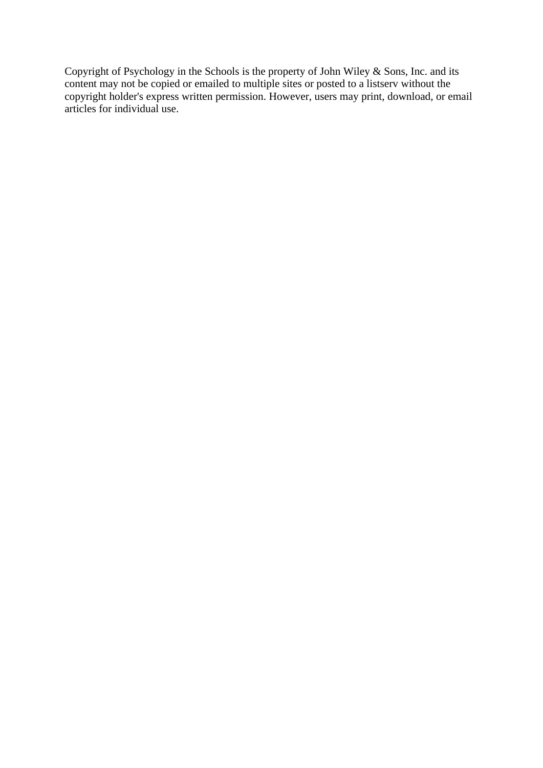Copyright of Psychology in the Schools is the property of John Wiley & Sons, Inc. and its content may not be copied or emailed to multiple sites or posted to a listserv without the copyright holder's express written permission. However, users may print, download, or email articles for individual use.